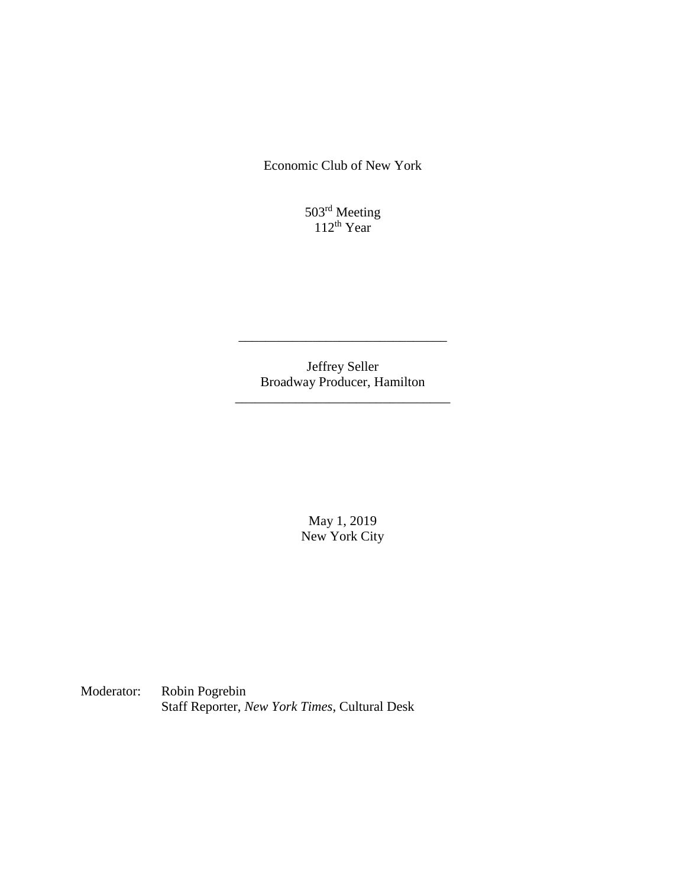Economic Club of New York

503rd Meeting
112th Year

---

Jeffrey Seller
Broadway Producer, Hamilton

---

May 1, 2019
New York City

Moderator: Robin Pogrebin
Staff Reporter, *New York Times*, Cultural Desk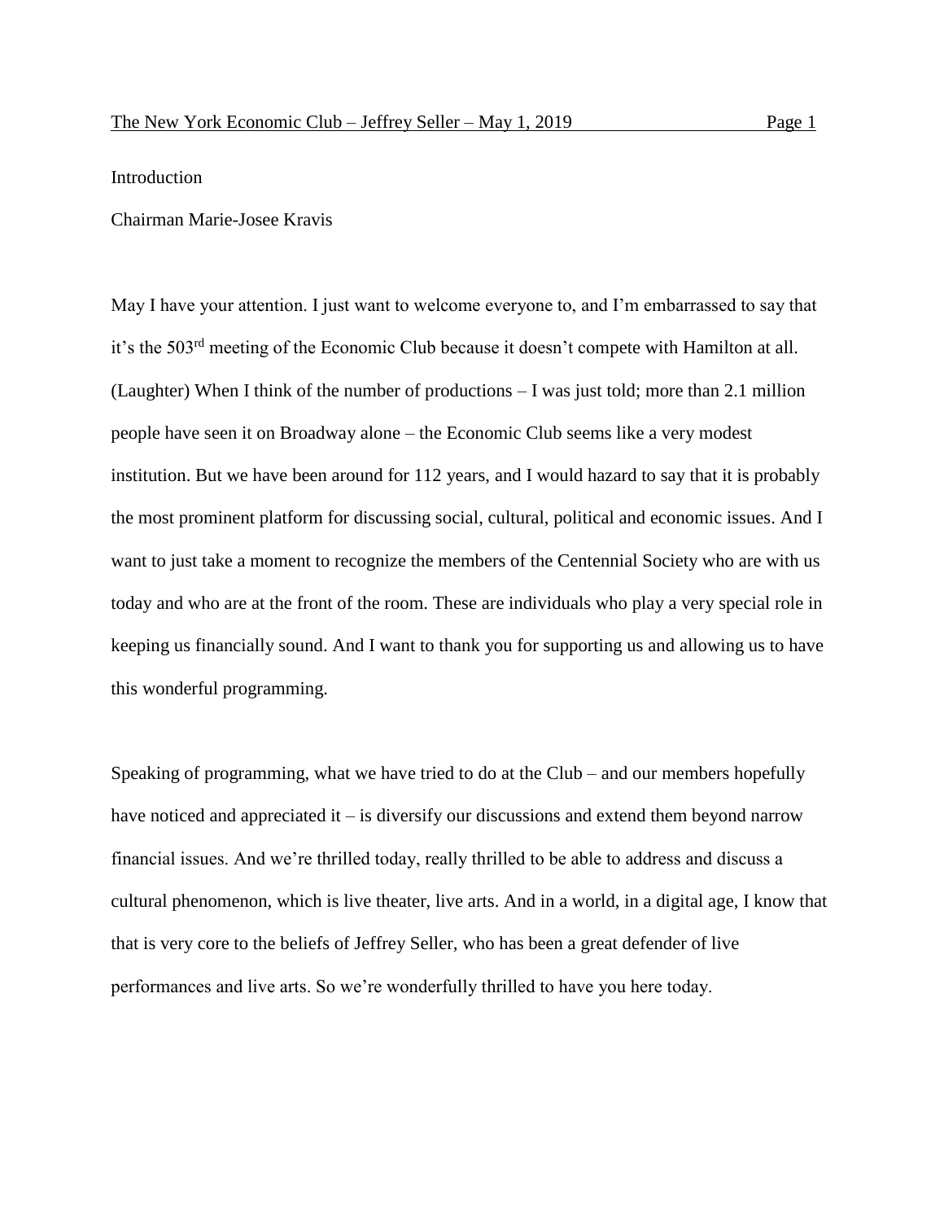Introduction

Chairman Marie-Josee Kravis

May I have your attention. I just want to welcome everyone to, and I'm embarrassed to say that it's the 503rd meeting of the Economic Club because it doesn't compete with Hamilton at all. (Laughter) When I think of the number of productions – I was just told; more than 2.1 million people have seen it on Broadway alone – the Economic Club seems like a very modest institution. But we have been around for 112 years, and I would hazard to say that it is probably the most prominent platform for discussing social, cultural, political and economic issues. And I want to just take a moment to recognize the members of the Centennial Society who are with us today and who are at the front of the room. These are individuals who play a very special role in keeping us financially sound. And I want to thank you for supporting us and allowing us to have this wonderful programming.

Speaking of programming, what we have tried to do at the Club – and our members hopefully have noticed and appreciated it – is diversify our discussions and extend them beyond narrow financial issues. And we're thrilled today, really thrilled to be able to address and discuss a cultural phenomenon, which is live theater, live arts. And in a world, in a digital age, I know that that is very core to the beliefs of Jeffrey Seller, who has been a great defender of live performances and live arts. So we're wonderfully thrilled to have you here today.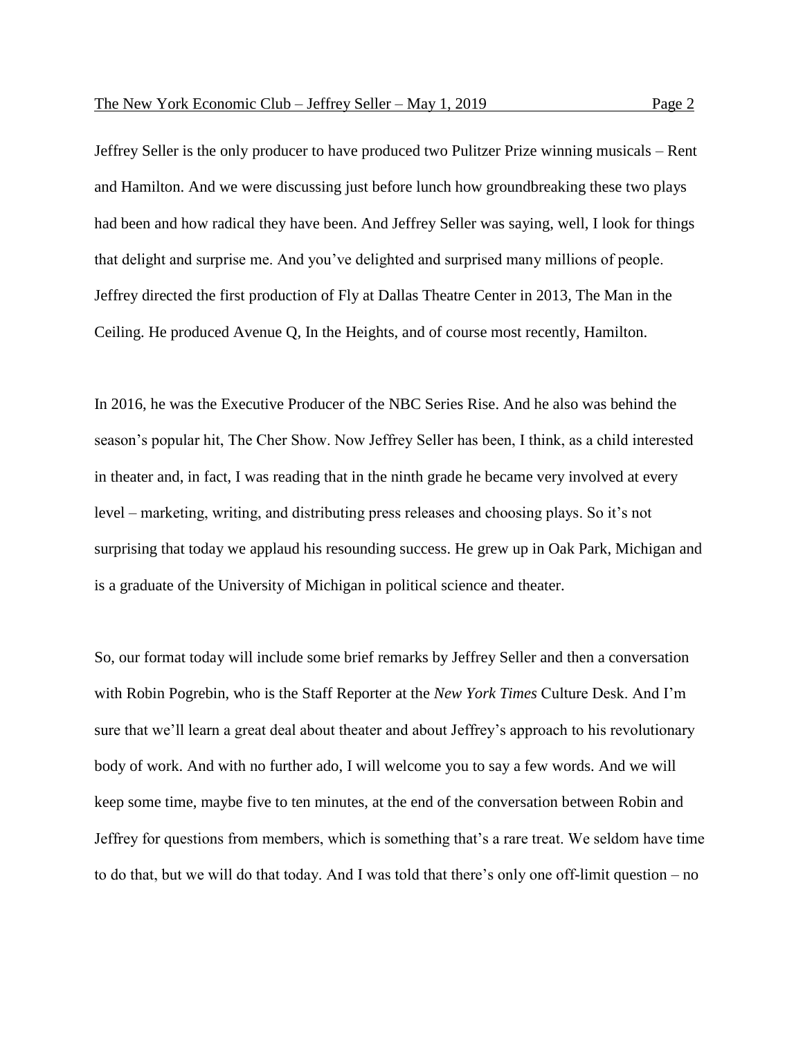Jeffrey Seller is the only producer to have produced two Pulitzer Prize winning musicals – Rent and Hamilton. And we were discussing just before lunch how groundbreaking these two plays had been and how radical they have been. And Jeffrey Seller was saying, well, I look for things that delight and surprise me. And you've delighted and surprised many millions of people. Jeffrey directed the first production of Fly at Dallas Theatre Center in 2013, The Man in the Ceiling. He produced Avenue Q, In the Heights, and of course most recently, Hamilton.

In 2016, he was the Executive Producer of the NBC Series Rise. And he also was behind the season's popular hit, The Cher Show. Now Jeffrey Seller has been, I think, as a child interested in theater and, in fact, I was reading that in the ninth grade he became very involved at every level – marketing, writing, and distributing press releases and choosing plays. So it's not surprising that today we applaud his resounding success. He grew up in Oak Park, Michigan and is a graduate of the University of Michigan in political science and theater.

So, our format today will include some brief remarks by Jeffrey Seller and then a conversation with Robin Pogrebin, who is the Staff Reporter at the *New York Times* Culture Desk. And I'm sure that we'll learn a great deal about theater and about Jeffrey's approach to his revolutionary body of work. And with no further ado, I will welcome you to say a few words. And we will keep some time, maybe five to ten minutes, at the end of the conversation between Robin and Jeffrey for questions from members, which is something that's a rare treat. We seldom have time to do that, but we will do that today. And I was told that there's only one off-limit question – no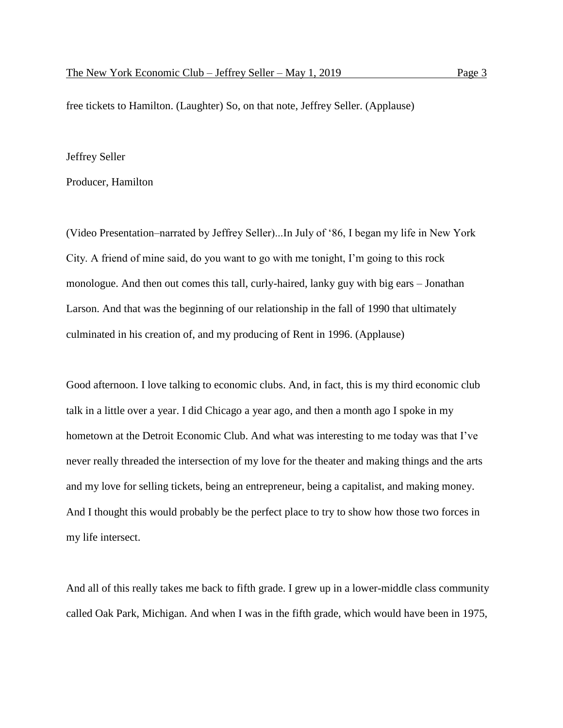free tickets to Hamilton. (Laughter) So, on that note, Jeffrey Seller. (Applause)

Jeffrey Seller

Producer, Hamilton

(Video Presentation–narrated by Jeffrey Seller)...In July of '86, I began my life in New York City. A friend of mine said, do you want to go with me tonight, I'm going to this rock monologue. And then out comes this tall, curly-haired, lanky guy with big ears – Jonathan Larson. And that was the beginning of our relationship in the fall of 1990 that ultimately culminated in his creation of, and my producing of Rent in 1996. (Applause)

Good afternoon. I love talking to economic clubs. And, in fact, this is my third economic club talk in a little over a year. I did Chicago a year ago, and then a month ago I spoke in my hometown at the Detroit Economic Club. And what was interesting to me today was that I've never really threaded the intersection of my love for the theater and making things and the arts and my love for selling tickets, being an entrepreneur, being a capitalist, and making money. And I thought this would probably be the perfect place to try to show how those two forces in my life intersect.

And all of this really takes me back to fifth grade. I grew up in a lower-middle class community called Oak Park, Michigan. And when I was in the fifth grade, which would have been in 1975,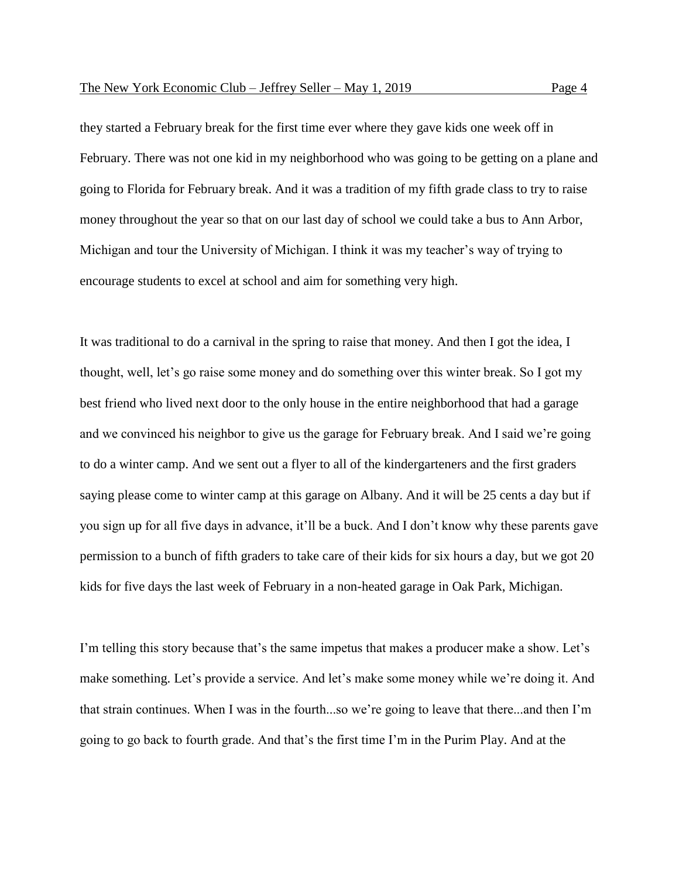they started a February break for the first time ever where they gave kids one week off in February. There was not one kid in my neighborhood who was going to be getting on a plane and going to Florida for February break. And it was a tradition of my fifth grade class to try to raise money throughout the year so that on our last day of school we could take a bus to Ann Arbor, Michigan and tour the University of Michigan. I think it was my teacher's way of trying to encourage students to excel at school and aim for something very high.

It was traditional to do a carnival in the spring to raise that money. And then I got the idea, I thought, well, let's go raise some money and do something over this winter break. So I got my best friend who lived next door to the only house in the entire neighborhood that had a garage and we convinced his neighbor to give us the garage for February break. And I said we're going to do a winter camp. And we sent out a flyer to all of the kindergarteners and the first graders saying please come to winter camp at this garage on Albany. And it will be 25 cents a day but if you sign up for all five days in advance, it'll be a buck. And I don't know why these parents gave permission to a bunch of fifth graders to take care of their kids for six hours a day, but we got 20 kids for five days the last week of February in a non-heated garage in Oak Park, Michigan.

I'm telling this story because that's the same impetus that makes a producer make a show. Let's make something. Let's provide a service. And let's make some money while we're doing it. And that strain continues. When I was in the fourth...so we're going to leave that there...and then I'm going to go back to fourth grade. And that's the first time I'm in the Purim Play. And at the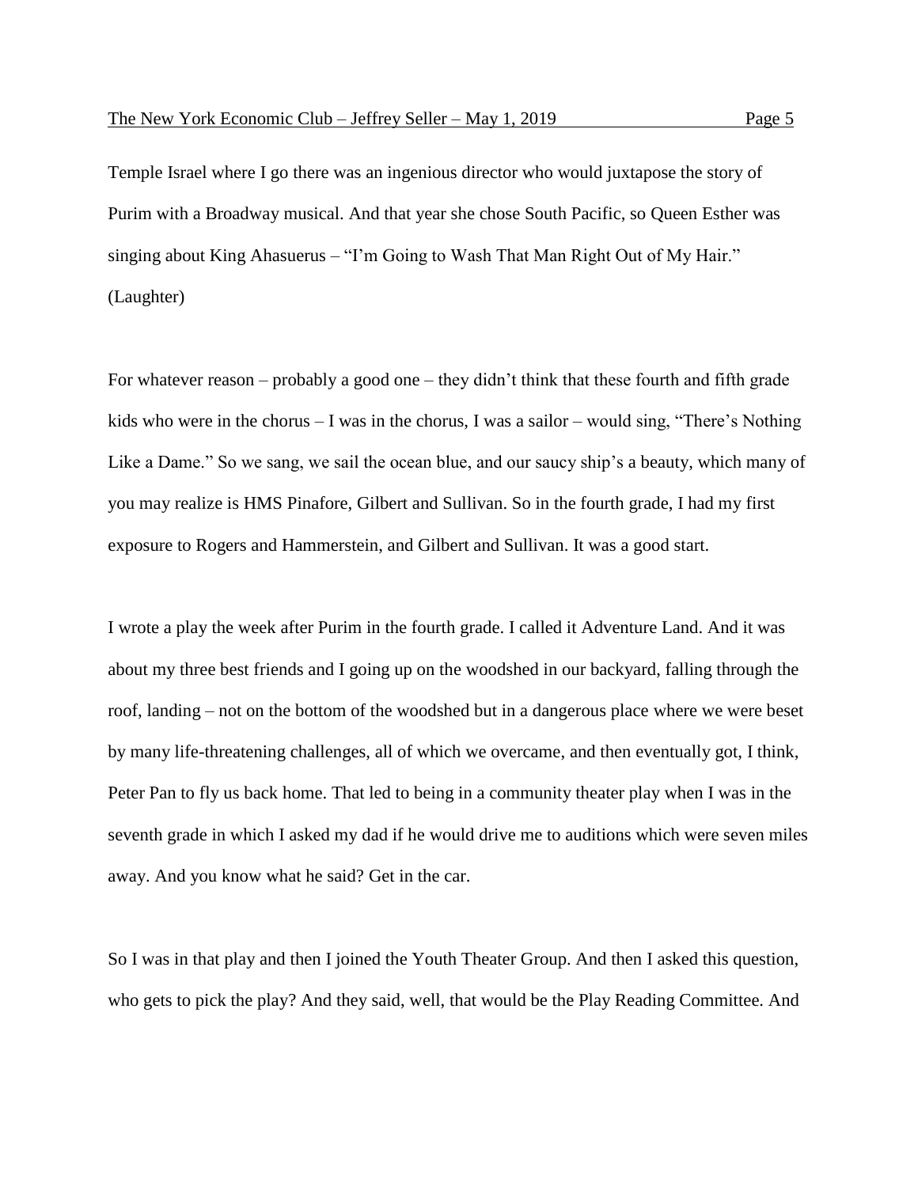Temple Israel where I go there was an ingenious director who would juxtapose the story of Purim with a Broadway musical. And that year she chose South Pacific, so Queen Esther was singing about King Ahasuerus – "I'm Going to Wash That Man Right Out of My Hair." (Laughter)

For whatever reason – probably a good one – they didn't think that these fourth and fifth grade kids who were in the chorus – I was in the chorus, I was a sailor – would sing, "There's Nothing Like a Dame." So we sang, we sail the ocean blue, and our saucy ship's a beauty, which many of you may realize is HMS Pinafore, Gilbert and Sullivan. So in the fourth grade, I had my first exposure to Rogers and Hammerstein, and Gilbert and Sullivan. It was a good start.

I wrote a play the week after Purim in the fourth grade. I called it Adventure Land. And it was about my three best friends and I going up on the woodshed in our backyard, falling through the roof, landing – not on the bottom of the woodshed but in a dangerous place where we were beset by many life-threatening challenges, all of which we overcame, and then eventually got, I think, Peter Pan to fly us back home. That led to being in a community theater play when I was in the seventh grade in which I asked my dad if he would drive me to auditions which were seven miles away. And you know what he said? Get in the car.

So I was in that play and then I joined the Youth Theater Group. And then I asked this question, who gets to pick the play? And they said, well, that would be the Play Reading Committee. And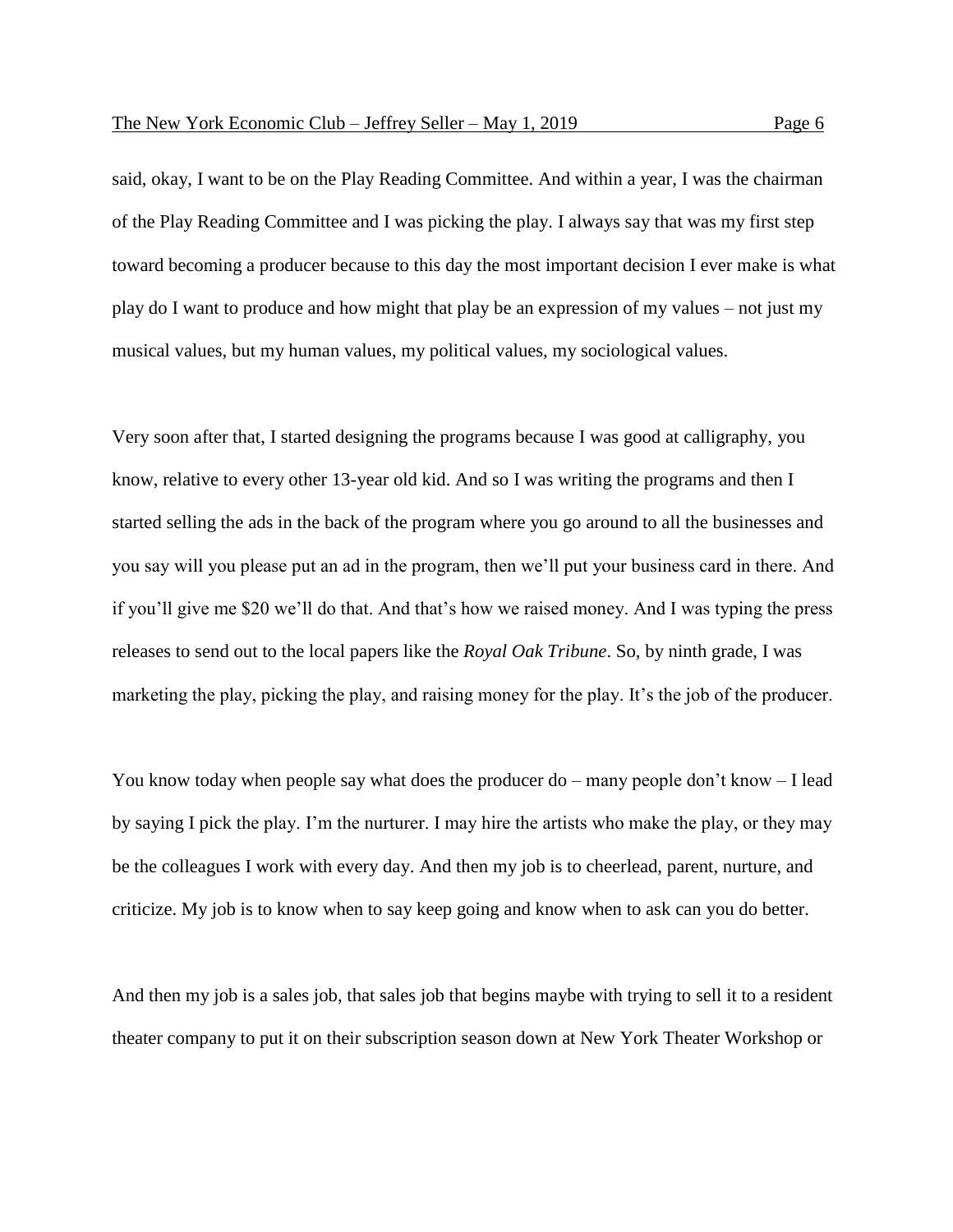said, okay, I want to be on the Play Reading Committee. And within a year, I was the chairman of the Play Reading Committee and I was picking the play. I always say that was my first step toward becoming a producer because to this day the most important decision I ever make is what play do I want to produce and how might that play be an expression of my values – not just my musical values, but my human values, my political values, my sociological values.

Very soon after that, I started designing the programs because I was good at calligraphy, you know, relative to every other 13-year old kid. And so I was writing the programs and then I started selling the ads in the back of the program where you go around to all the businesses and you say will you please put an ad in the program, then we'll put your business card in there. And if you'll give me $20 we'll do that. And that's how we raised money. And I was typing the press releases to send out to the local papers like the *Royal Oak Tribune*. So, by ninth grade, I was marketing the play, picking the play, and raising money for the play. It's the job of the producer.

You know today when people say what does the producer do – many people don't know – I lead by saying I pick the play. I'm the nurturer. I may hire the artists who make the play, or they may be the colleagues I work with every day. And then my job is to cheerlead, parent, nurture, and criticize. My job is to know when to say keep going and know when to ask can you do better.

And then my job is a sales job, that sales job that begins maybe with trying to sell it to a resident theater company to put it on their subscription season down at New York Theater Workshop or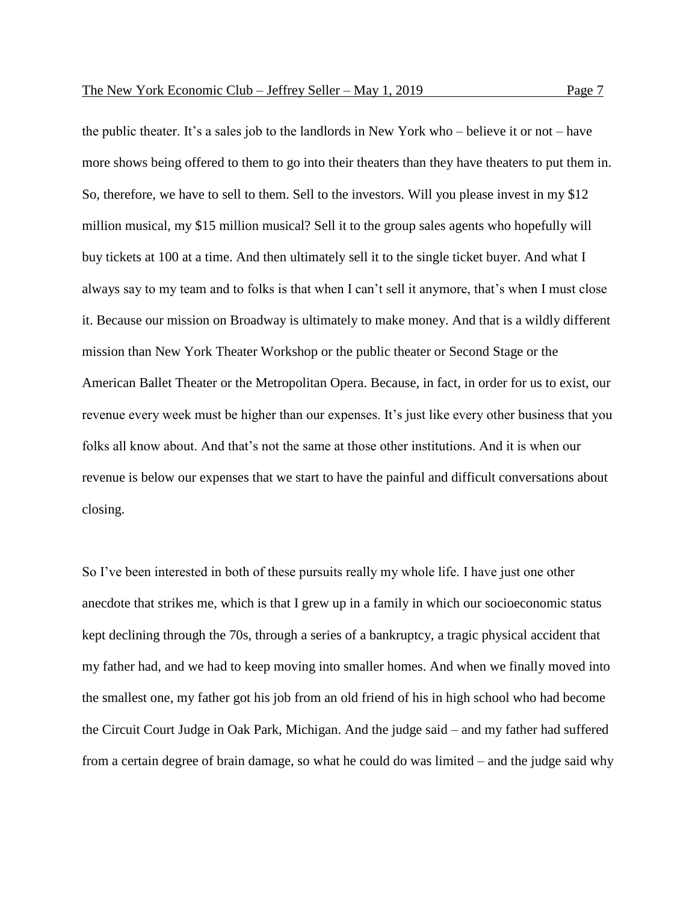the public theater. It's a sales job to the landlords in New York who – believe it or not – have more shows being offered to them to go into their theaters than they have theaters to put them in. So, therefore, we have to sell to them. Sell to the investors. Will you please invest in my $12 million musical, my $15 million musical? Sell it to the group sales agents who hopefully will buy tickets at 100 at a time. And then ultimately sell it to the single ticket buyer. And what I always say to my team and to folks is that when I can't sell it anymore, that's when I must close it. Because our mission on Broadway is ultimately to make money. And that is a wildly different mission than New York Theater Workshop or the public theater or Second Stage or the American Ballet Theater or the Metropolitan Opera. Because, in fact, in order for us to exist, our revenue every week must be higher than our expenses. It's just like every other business that you folks all know about. And that's not the same at those other institutions. And it is when our revenue is below our expenses that we start to have the painful and difficult conversations about closing.

So I've been interested in both of these pursuits really my whole life. I have just one other anecdote that strikes me, which is that I grew up in a family in which our socioeconomic status kept declining through the 70s, through a series of a bankruptcy, a tragic physical accident that my father had, and we had to keep moving into smaller homes. And when we finally moved into the smallest one, my father got his job from an old friend of his in high school who had become the Circuit Court Judge in Oak Park, Michigan. And the judge said – and my father had suffered from a certain degree of brain damage, so what he could do was limited – and the judge said why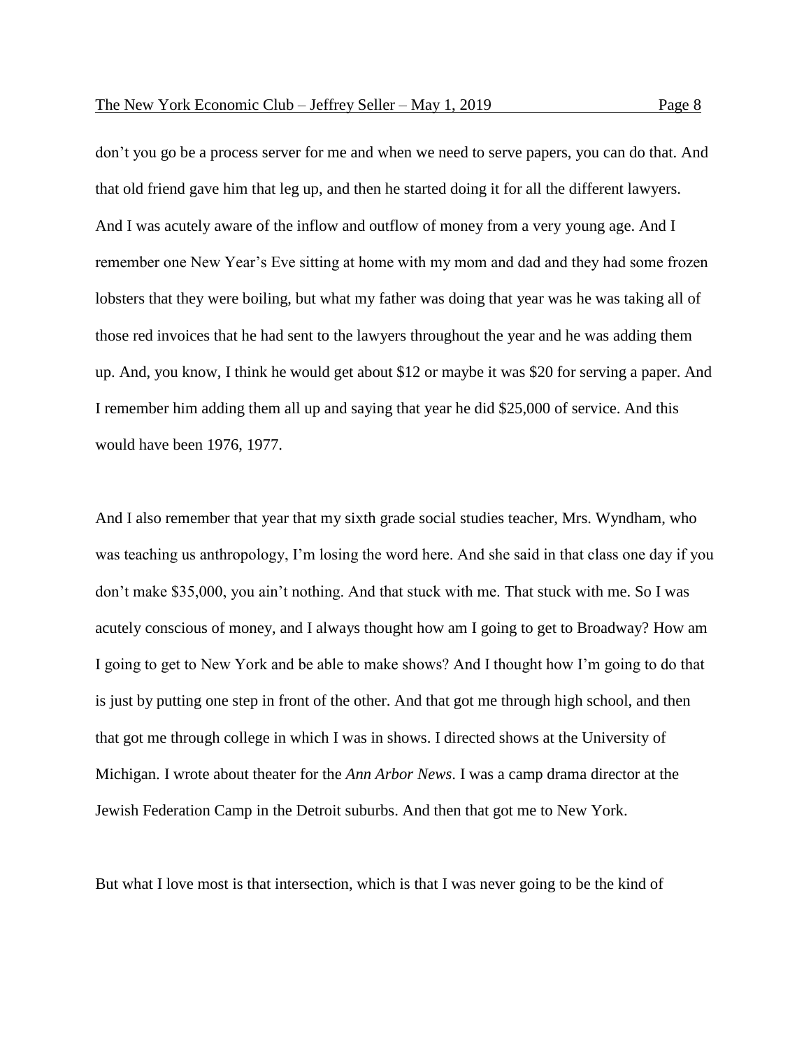don't you go be a process server for me and when we need to serve papers, you can do that. And that old friend gave him that leg up, and then he started doing it for all the different lawyers. And I was acutely aware of the inflow and outflow of money from a very young age. And I remember one New Year's Eve sitting at home with my mom and dad and they had some frozen lobsters that they were boiling, but what my father was doing that year was he was taking all of those red invoices that he had sent to the lawyers throughout the year and he was adding them up. And, you know, I think he would get about $12 or maybe it was $20 for serving a paper. And I remember him adding them all up and saying that year he did $25,000 of service. And this would have been 1976, 1977.

And I also remember that year that my sixth grade social studies teacher, Mrs. Wyndham, who was teaching us anthropology, I'm losing the word here. And she said in that class one day if you don't make $35,000, you ain't nothing. And that stuck with me. That stuck with me. So I was acutely conscious of money, and I always thought how am I going to get to Broadway? How am I going to get to New York and be able to make shows? And I thought how I'm going to do that is just by putting one step in front of the other. And that got me through high school, and then that got me through college in which I was in shows. I directed shows at the University of Michigan. I wrote about theater for the *Ann Arbor News*. I was a camp drama director at the Jewish Federation Camp in the Detroit suburbs. And then that got me to New York.

But what I love most is that intersection, which is that I was never going to be the kind of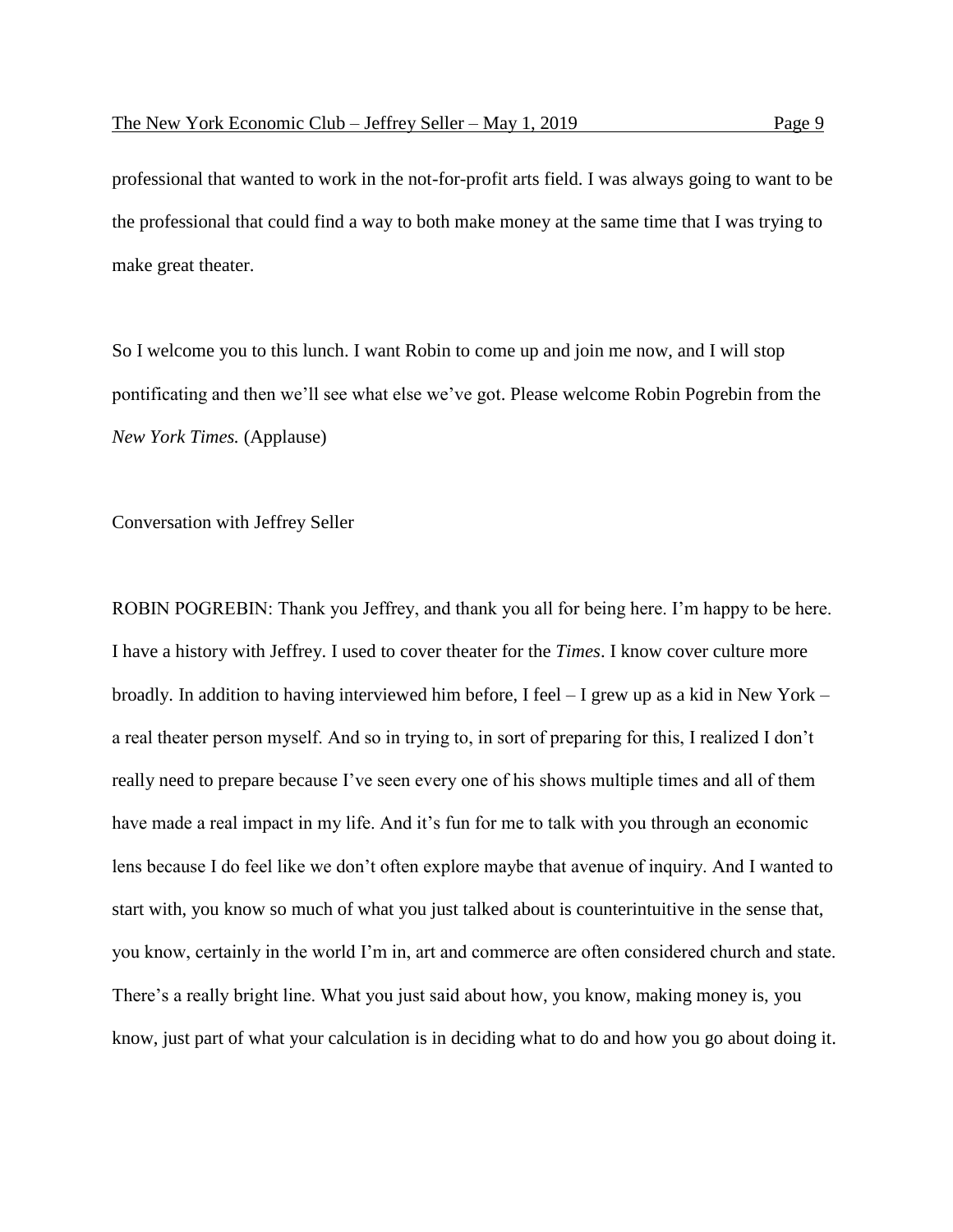professional that wanted to work in the not-for-profit arts field. I was always going to want to be the professional that could find a way to both make money at the same time that I was trying to make great theater.

So I welcome you to this lunch. I want Robin to come up and join me now, and I will stop pontificating and then we'll see what else we've got. Please welcome Robin Pogrebin from the *New York Times.* (Applause)

Conversation with Jeffrey Seller

ROBIN POGREBIN: Thank you Jeffrey, and thank you all for being here. I'm happy to be here. I have a history with Jeffrey. I used to cover theater for the *Times*. I know cover culture more broadly. In addition to having interviewed him before, I feel – I grew up as a kid in New York – a real theater person myself. And so in trying to, in sort of preparing for this, I realized I don't really need to prepare because I've seen every one of his shows multiple times and all of them have made a real impact in my life. And it's fun for me to talk with you through an economic lens because I do feel like we don't often explore maybe that avenue of inquiry. And I wanted to start with, you know so much of what you just talked about is counterintuitive in the sense that, you know, certainly in the world I'm in, art and commerce are often considered church and state. There's a really bright line. What you just said about how, you know, making money is, you know, just part of what your calculation is in deciding what to do and how you go about doing it.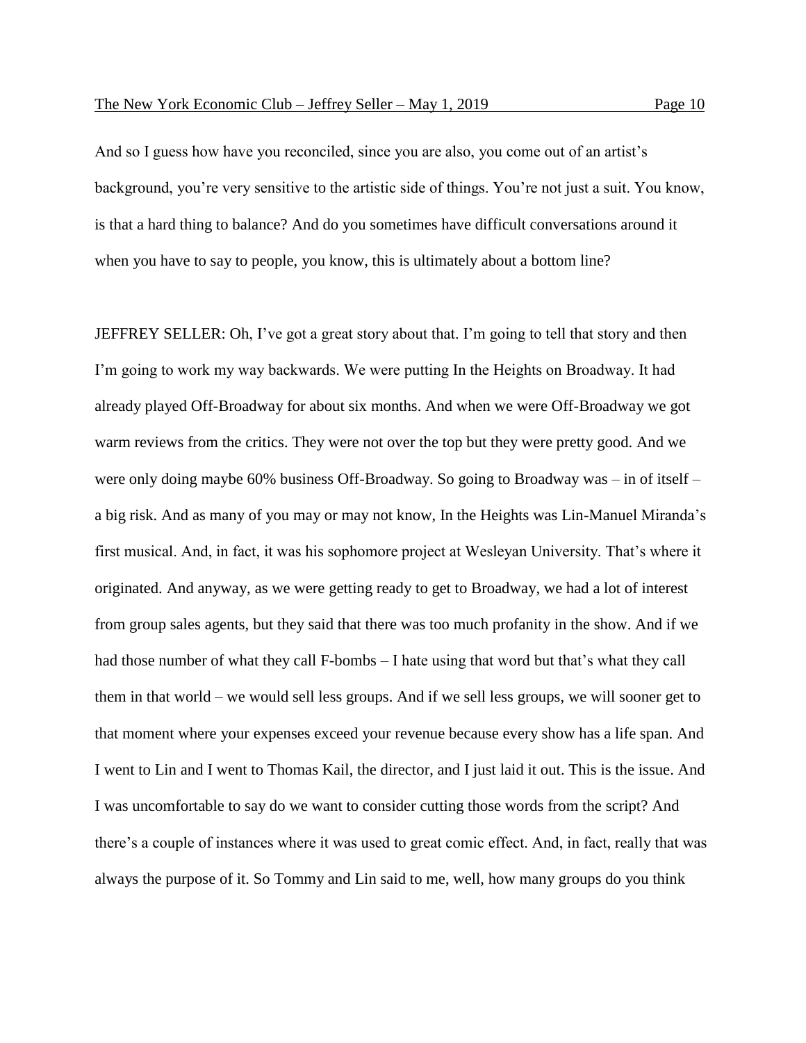And so I guess how have you reconciled, since you are also, you come out of an artist's background, you're very sensitive to the artistic side of things. You're not just a suit. You know, is that a hard thing to balance? And do you sometimes have difficult conversations around it when you have to say to people, you know, this is ultimately about a bottom line?

JEFFREY SELLER: Oh, I've got a great story about that. I'm going to tell that story and then I'm going to work my way backwards. We were putting In the Heights on Broadway. It had already played Off-Broadway for about six months. And when we were Off-Broadway we got warm reviews from the critics. They were not over the top but they were pretty good. And we were only doing maybe 60% business Off-Broadway. So going to Broadway was – in of itself – a big risk. And as many of you may or may not know, In the Heights was Lin-Manuel Miranda's first musical. And, in fact, it was his sophomore project at Wesleyan University. That's where it originated. And anyway, as we were getting ready to get to Broadway, we had a lot of interest from group sales agents, but they said that there was too much profanity in the show. And if we had those number of what they call F-bombs – I hate using that word but that's what they call them in that world – we would sell less groups. And if we sell less groups, we will sooner get to that moment where your expenses exceed your revenue because every show has a life span. And I went to Lin and I went to Thomas Kail, the director, and I just laid it out. This is the issue. And I was uncomfortable to say do we want to consider cutting those words from the script? And there's a couple of instances where it was used to great comic effect. And, in fact, really that was always the purpose of it. So Tommy and Lin said to me, well, how many groups do you think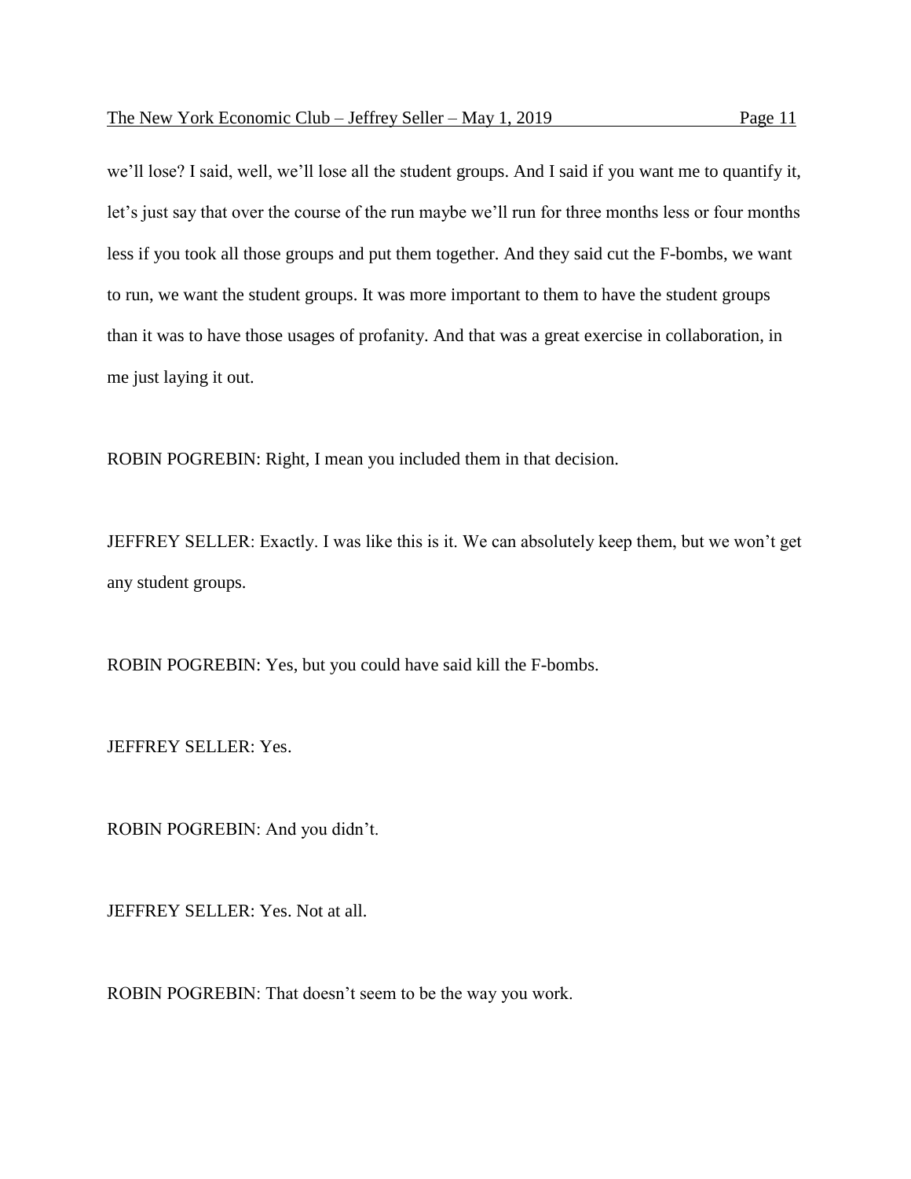we'll lose? I said, well, we'll lose all the student groups. And I said if you want me to quantify it, let's just say that over the course of the run maybe we'll run for three months less or four months less if you took all those groups and put them together. And they said cut the F-bombs, we want to run, we want the student groups. It was more important to them to have the student groups than it was to have those usages of profanity. And that was a great exercise in collaboration, in me just laying it out.

ROBIN POGREBIN: Right, I mean you included them in that decision.

JEFFREY SELLER: Exactly. I was like this is it. We can absolutely keep them, but we won't get any student groups.

ROBIN POGREBIN: Yes, but you could have said kill the F-bombs.

JEFFREY SELLER: Yes.

ROBIN POGREBIN: And you didn't.

JEFFREY SELLER: Yes. Not at all.

ROBIN POGREBIN: That doesn't seem to be the way you work.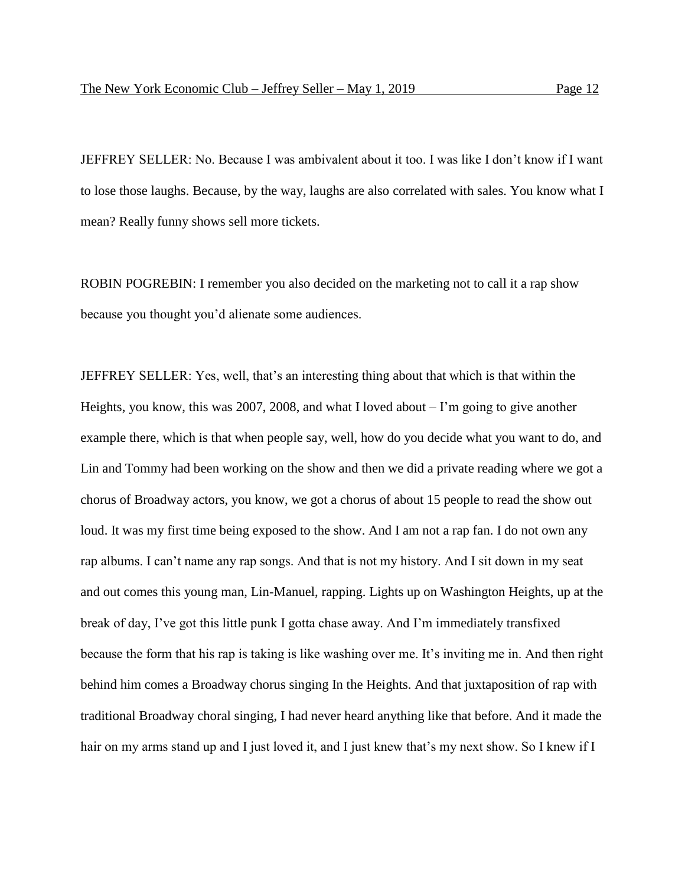JEFFREY SELLER: No. Because I was ambivalent about it too. I was like I don't know if I want to lose those laughs. Because, by the way, laughs are also correlated with sales. You know what I mean? Really funny shows sell more tickets.

ROBIN POGREBIN: I remember you also decided on the marketing not to call it a rap show because you thought you'd alienate some audiences.

JEFFREY SELLER: Yes, well, that's an interesting thing about that which is that within the Heights, you know, this was 2007, 2008, and what I loved about – I'm going to give another example there, which is that when people say, well, how do you decide what you want to do, and Lin and Tommy had been working on the show and then we did a private reading where we got a chorus of Broadway actors, you know, we got a chorus of about 15 people to read the show out loud. It was my first time being exposed to the show. And I am not a rap fan. I do not own any rap albums. I can't name any rap songs. And that is not my history. And I sit down in my seat and out comes this young man, Lin-Manuel, rapping. Lights up on Washington Heights, up at the break of day, I've got this little punk I gotta chase away. And I'm immediately transfixed because the form that his rap is taking is like washing over me. It's inviting me in. And then right behind him comes a Broadway chorus singing In the Heights. And that juxtaposition of rap with traditional Broadway choral singing, I had never heard anything like that before. And it made the hair on my arms stand up and I just loved it, and I just knew that's my next show. So I knew if I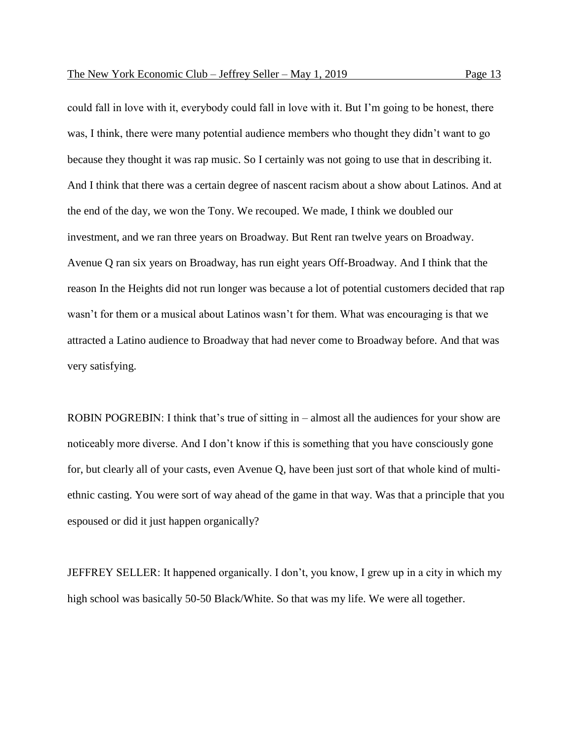could fall in love with it, everybody could fall in love with it. But I'm going to be honest, there was, I think, there were many potential audience members who thought they didn't want to go because they thought it was rap music. So I certainly was not going to use that in describing it. And I think that there was a certain degree of nascent racism about a show about Latinos. And at the end of the day, we won the Tony. We recouped. We made, I think we doubled our investment, and we ran three years on Broadway. But Rent ran twelve years on Broadway. Avenue Q ran six years on Broadway, has run eight years Off-Broadway. And I think that the reason In the Heights did not run longer was because a lot of potential customers decided that rap wasn't for them or a musical about Latinos wasn't for them. What was encouraging is that we attracted a Latino audience to Broadway that had never come to Broadway before. And that was very satisfying.

ROBIN POGREBIN: I think that's true of sitting in – almost all the audiences for your show are noticeably more diverse. And I don't know if this is something that you have consciously gone for, but clearly all of your casts, even Avenue Q, have been just sort of that whole kind of multi-ethnic casting. You were sort of way ahead of the game in that way. Was that a principle that you espoused or did it just happen organically?

JEFFREY SELLER: It happened organically. I don't, you know, I grew up in a city in which my high school was basically 50-50 Black/White. So that was my life. We were all together.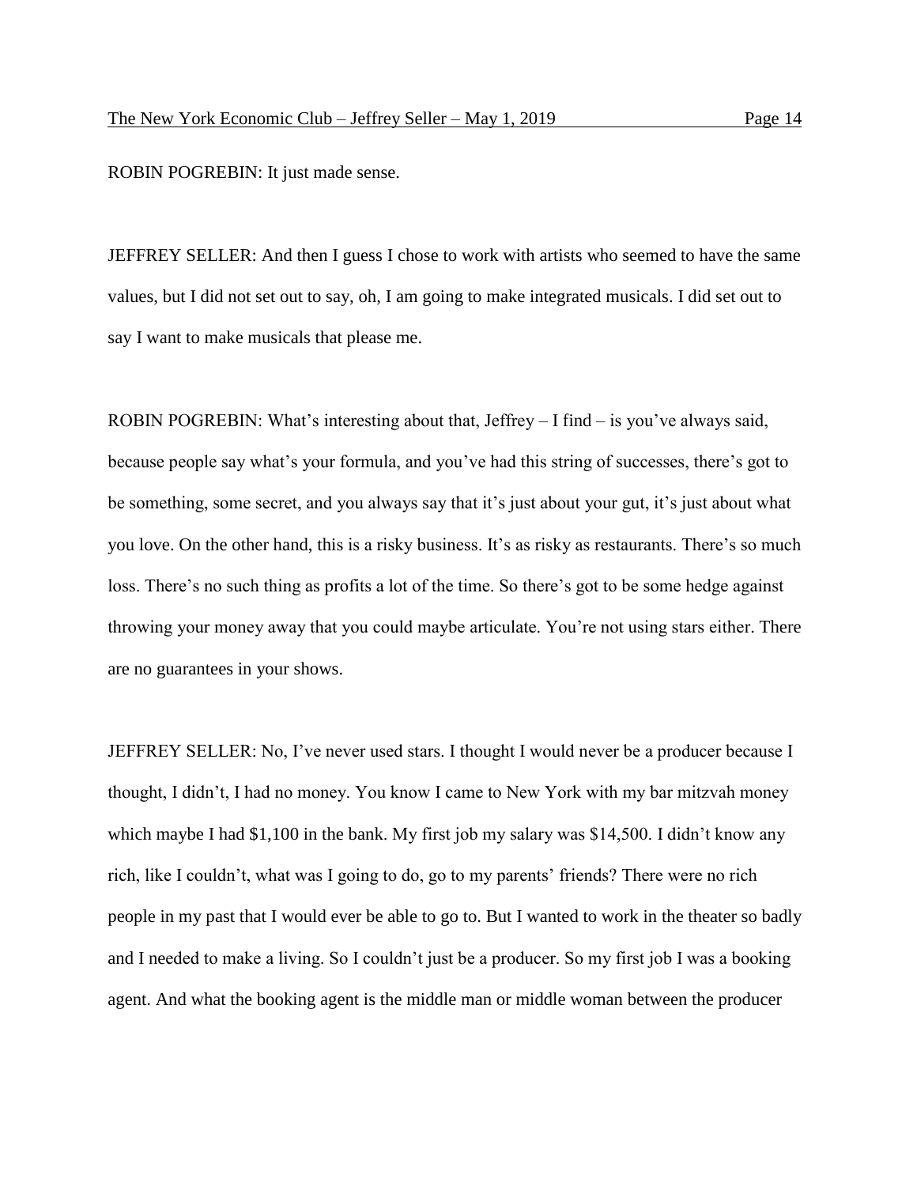ROBIN POGREBIN: It just made sense.

JEFFREY SELLER: And then I guess I chose to work with artists who seemed to have the same values, but I did not set out to say, oh, I am going to make integrated musicals. I did set out to say I want to make musicals that please me.

ROBIN POGREBIN: What's interesting about that, Jeffrey – I find – is you've always said, because people say what's your formula, and you've had this string of successes, there's got to be something, some secret, and you always say that it's just about your gut, it's just about what you love. On the other hand, this is a risky business. It's as risky as restaurants. There's so much loss. There's no such thing as profits a lot of the time. So there's got to be some hedge against throwing your money away that you could maybe articulate. You're not using stars either. There are no guarantees in your shows.

JEFFREY SELLER: No, I've never used stars. I thought I would never be a producer because I thought, I didn't, I had no money. You know I came to New York with my bar mitzvah money which maybe I had $1,100 in the bank. My first job my salary was $14,500. I didn't know any rich, like I couldn't, what was I going to do, go to my parents' friends? There were no rich people in my past that I would ever be able to go to. But I wanted to work in the theater so badly and I needed to make a living. So I couldn't just be a producer. So my first job I was a booking agent. And what the booking agent is the middle man or middle woman between the producer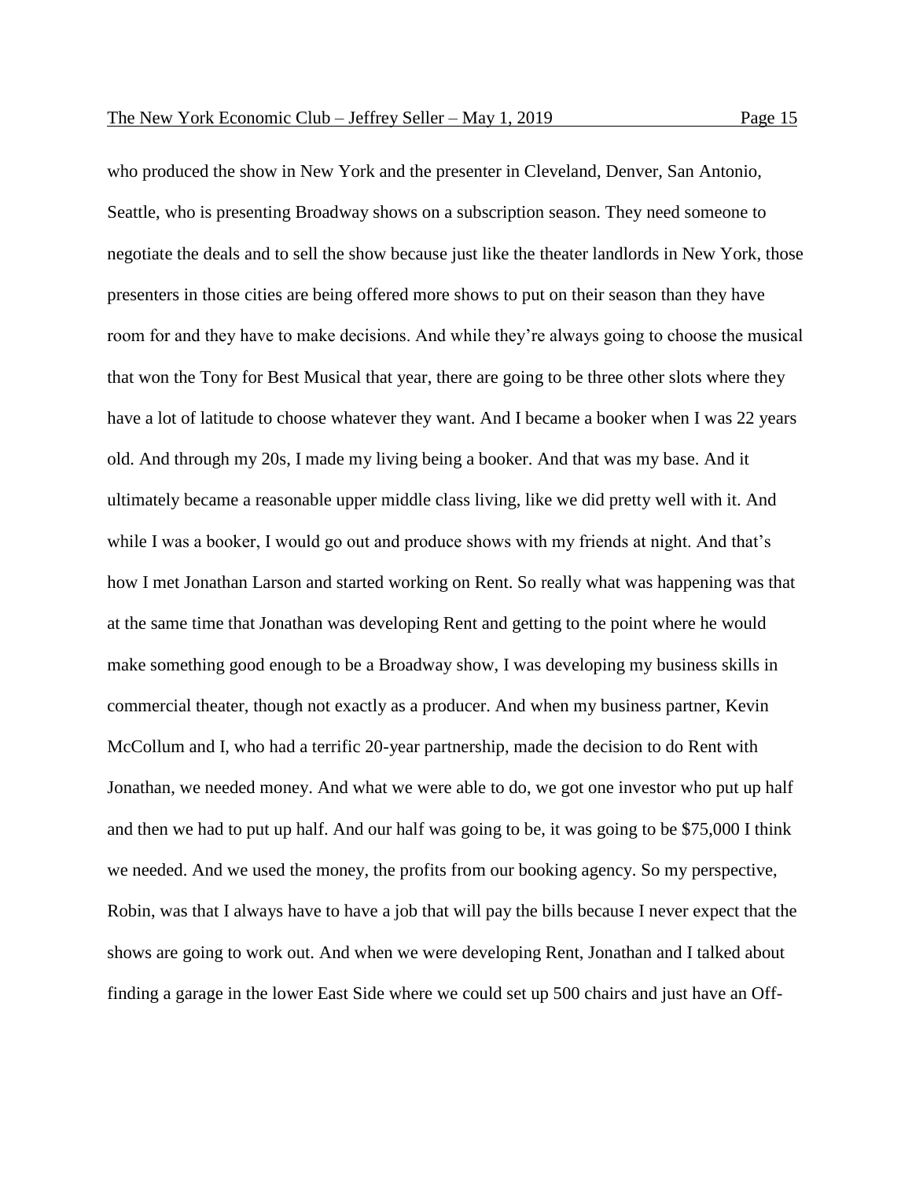who produced the show in New York and the presenter in Cleveland, Denver, San Antonio, Seattle, who is presenting Broadway shows on a subscription season. They need someone to negotiate the deals and to sell the show because just like the theater landlords in New York, those presenters in those cities are being offered more shows to put on their season than they have room for and they have to make decisions. And while they're always going to choose the musical that won the Tony for Best Musical that year, there are going to be three other slots where they have a lot of latitude to choose whatever they want. And I became a booker when I was 22 years old. And through my 20s, I made my living being a booker. And that was my base. And it ultimately became a reasonable upper middle class living, like we did pretty well with it. And while I was a booker, I would go out and produce shows with my friends at night. And that's how I met Jonathan Larson and started working on Rent. So really what was happening was that at the same time that Jonathan was developing Rent and getting to the point where he would make something good enough to be a Broadway show, I was developing my business skills in commercial theater, though not exactly as a producer. And when my business partner, Kevin McCollum and I, who had a terrific 20-year partnership, made the decision to do Rent with Jonathan, we needed money. And what we were able to do, we got one investor who put up half and then we had to put up half. And our half was going to be, it was going to be $75,000 I think we needed. And we used the money, the profits from our booking agency. So my perspective, Robin, was that I always have to have a job that will pay the bills because I never expect that the shows are going to work out. And when we were developing Rent, Jonathan and I talked about finding a garage in the lower East Side where we could set up 500 chairs and just have an Off-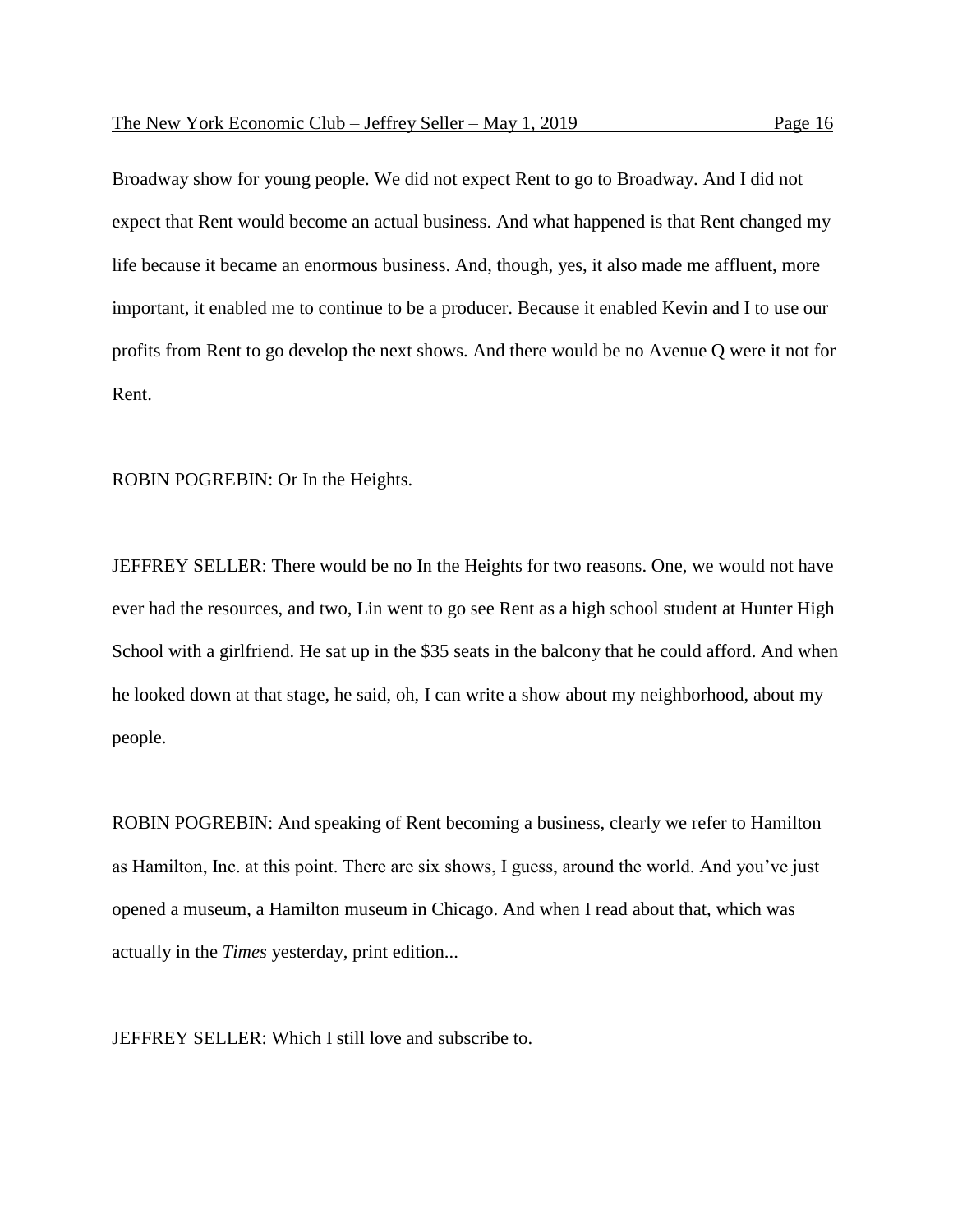Broadway show for young people. We did not expect Rent to go to Broadway. And I did not expect that Rent would become an actual business. And what happened is that Rent changed my life because it became an enormous business. And, though, yes, it also made me affluent, more important, it enabled me to continue to be a producer. Because it enabled Kevin and I to use our profits from Rent to go develop the next shows. And there would be no Avenue Q were it not for Rent.

ROBIN POGREBIN: Or In the Heights.

JEFFREY SELLER: There would be no In the Heights for two reasons. One, we would not have ever had the resources, and two, Lin went to go see Rent as a high school student at Hunter High School with a girlfriend. He sat up in the $35 seats in the balcony that he could afford. And when he looked down at that stage, he said, oh, I can write a show about my neighborhood, about my people.

ROBIN POGREBIN: And speaking of Rent becoming a business, clearly we refer to Hamilton as Hamilton, Inc. at this point. There are six shows, I guess, around the world. And you've just opened a museum, a Hamilton museum in Chicago. And when I read about that, which was actually in the *Times* yesterday, print edition...

JEFFREY SELLER: Which I still love and subscribe to.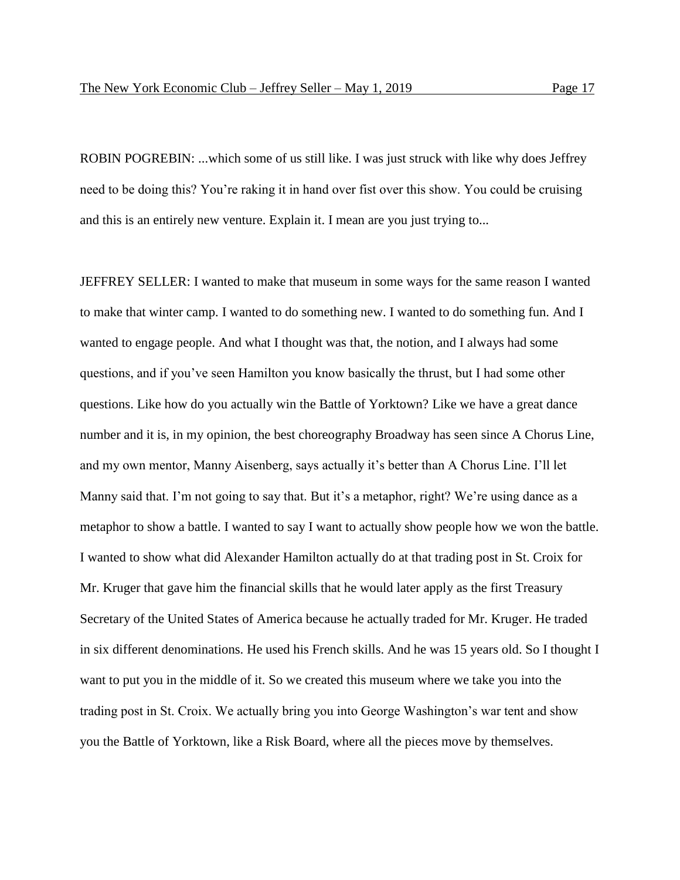ROBIN POGREBIN: ...which some of us still like. I was just struck with like why does Jeffrey need to be doing this? You're raking it in hand over fist over this show. You could be cruising and this is an entirely new venture. Explain it. I mean are you just trying to...

JEFFREY SELLER: I wanted to make that museum in some ways for the same reason I wanted to make that winter camp. I wanted to do something new. I wanted to do something fun. And I wanted to engage people. And what I thought was that, the notion, and I always had some questions, and if you've seen Hamilton you know basically the thrust, but I had some other questions. Like how do you actually win the Battle of Yorktown? Like we have a great dance number and it is, in my opinion, the best choreography Broadway has seen since A Chorus Line, and my own mentor, Manny Aisenberg, says actually it's better than A Chorus Line. I'll let Manny said that. I'm not going to say that. But it's a metaphor, right? We're using dance as a metaphor to show a battle. I wanted to say I want to actually show people how we won the battle. I wanted to show what did Alexander Hamilton actually do at that trading post in St. Croix for Mr. Kruger that gave him the financial skills that he would later apply as the first Treasury Secretary of the United States of America because he actually traded for Mr. Kruger. He traded in six different denominations. He used his French skills. And he was 15 years old. So I thought I want to put you in the middle of it. So we created this museum where we take you into the trading post in St. Croix. We actually bring you into George Washington's war tent and show you the Battle of Yorktown, like a Risk Board, where all the pieces move by themselves.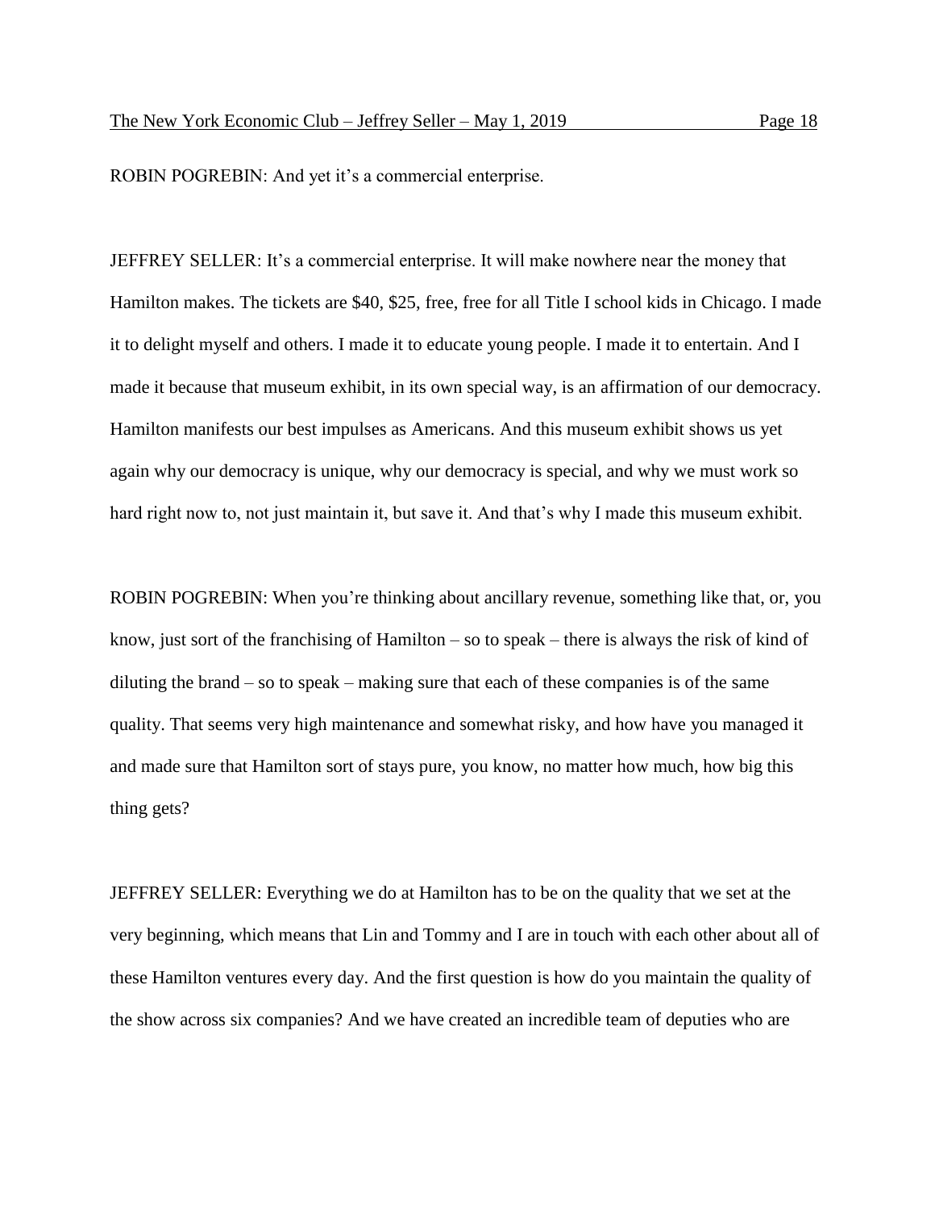ROBIN POGREBIN: And yet it's a commercial enterprise.

JEFFREY SELLER: It's a commercial enterprise. It will make nowhere near the money that Hamilton makes. The tickets are $40, $25, free, free for all Title I school kids in Chicago. I made it to delight myself and others. I made it to educate young people. I made it to entertain. And I made it because that museum exhibit, in its own special way, is an affirmation of our democracy. Hamilton manifests our best impulses as Americans. And this museum exhibit shows us yet again why our democracy is unique, why our democracy is special, and why we must work so hard right now to, not just maintain it, but save it. And that's why I made this museum exhibit.

ROBIN POGREBIN: When you're thinking about ancillary revenue, something like that, or, you know, just sort of the franchising of Hamilton – so to speak – there is always the risk of kind of diluting the brand – so to speak – making sure that each of these companies is of the same quality. That seems very high maintenance and somewhat risky, and how have you managed it and made sure that Hamilton sort of stays pure, you know, no matter how much, how big this thing gets?

JEFFREY SELLER: Everything we do at Hamilton has to be on the quality that we set at the very beginning, which means that Lin and Tommy and I are in touch with each other about all of these Hamilton ventures every day. And the first question is how do you maintain the quality of the show across six companies? And we have created an incredible team of deputies who are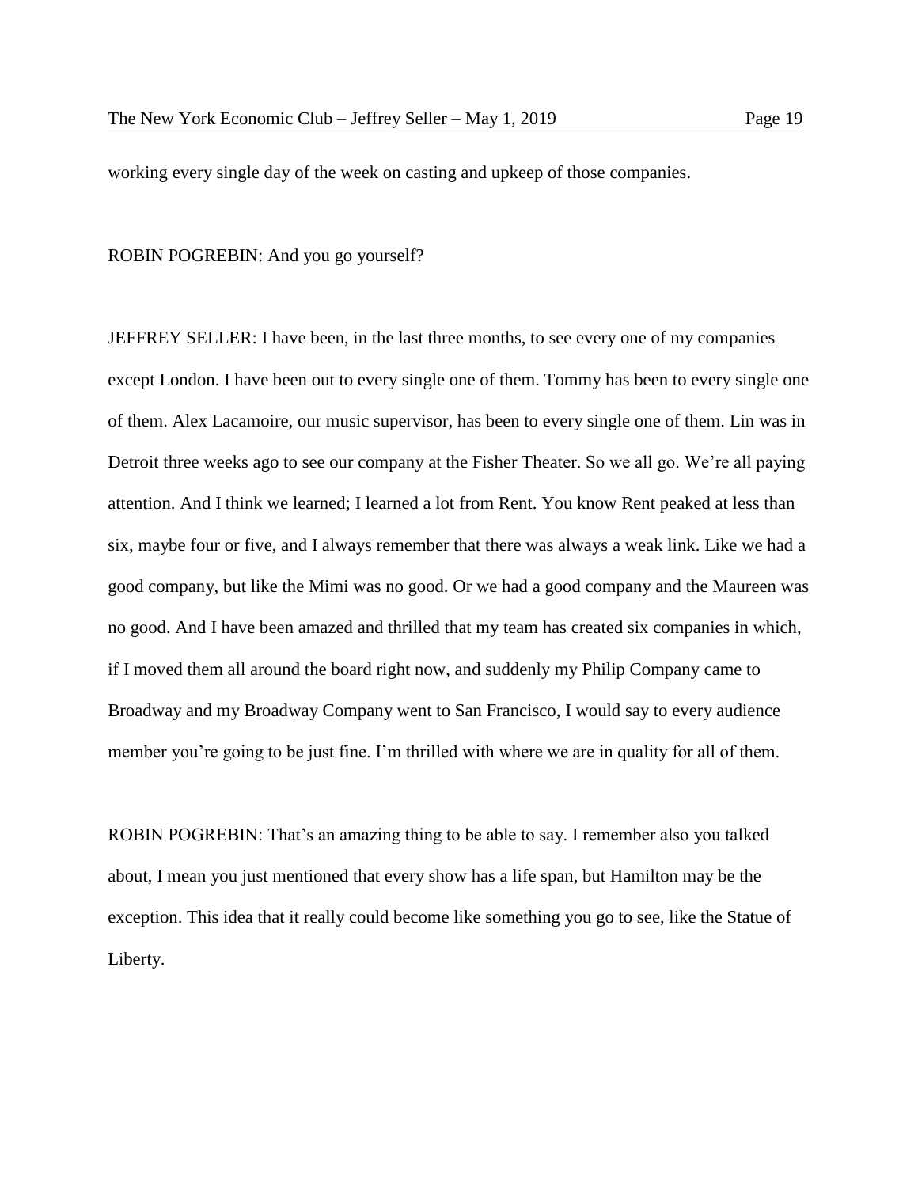working every single day of the week on casting and upkeep of those companies.

ROBIN POGREBIN: And you go yourself?

JEFFREY SELLER: I have been, in the last three months, to see every one of my companies except London. I have been out to every single one of them. Tommy has been to every single one of them. Alex Lacamoire, our music supervisor, has been to every single one of them. Lin was in Detroit three weeks ago to see our company at the Fisher Theater. So we all go. We're all paying attention. And I think we learned; I learned a lot from Rent. You know Rent peaked at less than six, maybe four or five, and I always remember that there was always a weak link. Like we had a good company, but like the Mimi was no good. Or we had a good company and the Maureen was no good. And I have been amazed and thrilled that my team has created six companies in which, if I moved them all around the board right now, and suddenly my Philip Company came to Broadway and my Broadway Company went to San Francisco, I would say to every audience member you're going to be just fine. I'm thrilled with where we are in quality for all of them.

ROBIN POGREBIN: That's an amazing thing to be able to say. I remember also you talked about, I mean you just mentioned that every show has a life span, but Hamilton may be the exception. This idea that it really could become like something you go to see, like the Statue of Liberty.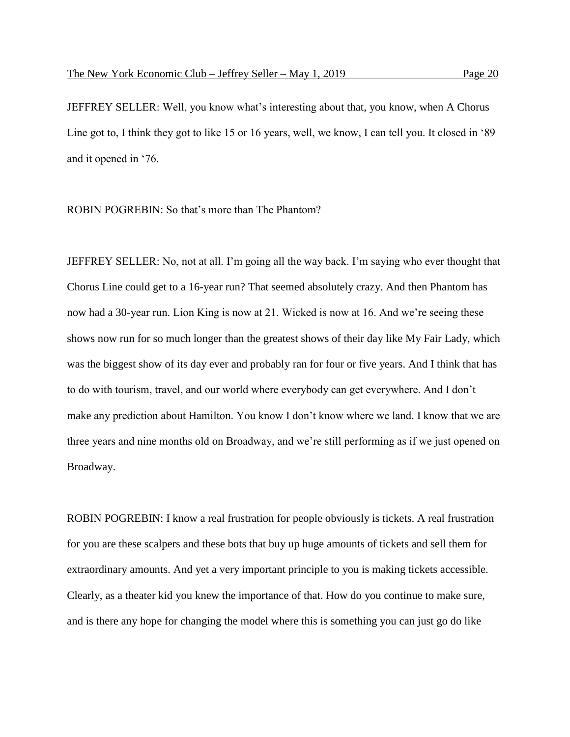JEFFREY SELLER: Well, you know what's interesting about that, you know, when A Chorus Line got to, I think they got to like 15 or 16 years, well, we know, I can tell you. It closed in '89 and it opened in '76.

ROBIN POGREBIN: So that's more than The Phantom?

JEFFREY SELLER: No, not at all. I'm going all the way back. I'm saying who ever thought that Chorus Line could get to a 16-year run? That seemed absolutely crazy. And then Phantom has now had a 30-year run. Lion King is now at 21. Wicked is now at 16. And we're seeing these shows now run for so much longer than the greatest shows of their day like My Fair Lady, which was the biggest show of its day ever and probably ran for four or five years. And I think that has to do with tourism, travel, and our world where everybody can get everywhere. And I don't make any prediction about Hamilton. You know I don't know where we land. I know that we are three years and nine months old on Broadway, and we're still performing as if we just opened on Broadway.

ROBIN POGREBIN: I know a real frustration for people obviously is tickets. A real frustration for you are these scalpers and these bots that buy up huge amounts of tickets and sell them for extraordinary amounts. And yet a very important principle to you is making tickets accessible. Clearly, as a theater kid you knew the importance of that. How do you continue to make sure, and is there any hope for changing the model where this is something you can just go do like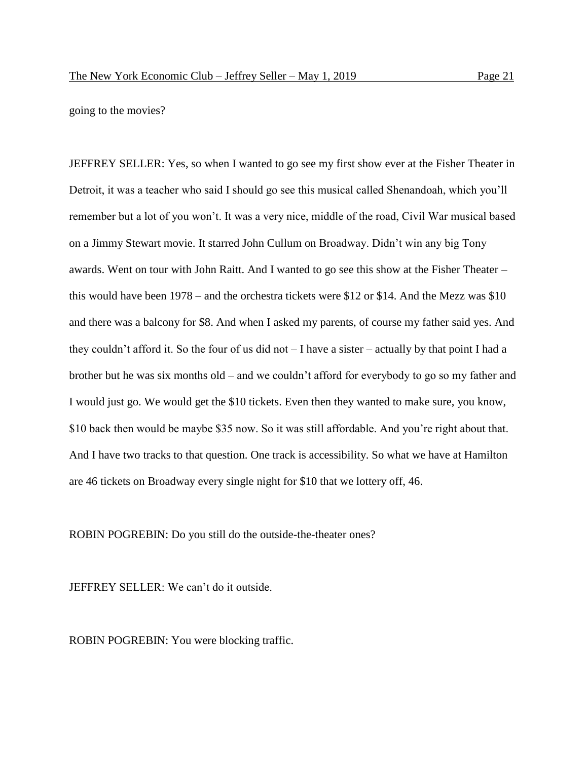going to the movies?

JEFFREY SELLER: Yes, so when I wanted to go see my first show ever at the Fisher Theater in Detroit, it was a teacher who said I should go see this musical called Shenandoah, which you'll remember but a lot of you won't. It was a very nice, middle of the road, Civil War musical based on a Jimmy Stewart movie. It starred John Cullum on Broadway. Didn't win any big Tony awards. Went on tour with John Raitt. And I wanted to go see this show at the Fisher Theater – this would have been 1978 – and the orchestra tickets were $12 or $14. And the Mezz was $10 and there was a balcony for $8. And when I asked my parents, of course my father said yes. And they couldn't afford it. So the four of us did not – I have a sister – actually by that point I had a brother but he was six months old – and we couldn't afford for everybody to go so my father and I would just go. We would get the $10 tickets. Even then they wanted to make sure, you know, $10 back then would be maybe $35 now. So it was still affordable. And you're right about that. And I have two tracks to that question. One track is accessibility. So what we have at Hamilton are 46 tickets on Broadway every single night for $10 that we lottery off, 46.

ROBIN POGREBIN: Do you still do the outside-the-theater ones?

JEFFREY SELLER: We can't do it outside.

ROBIN POGREBIN: You were blocking traffic.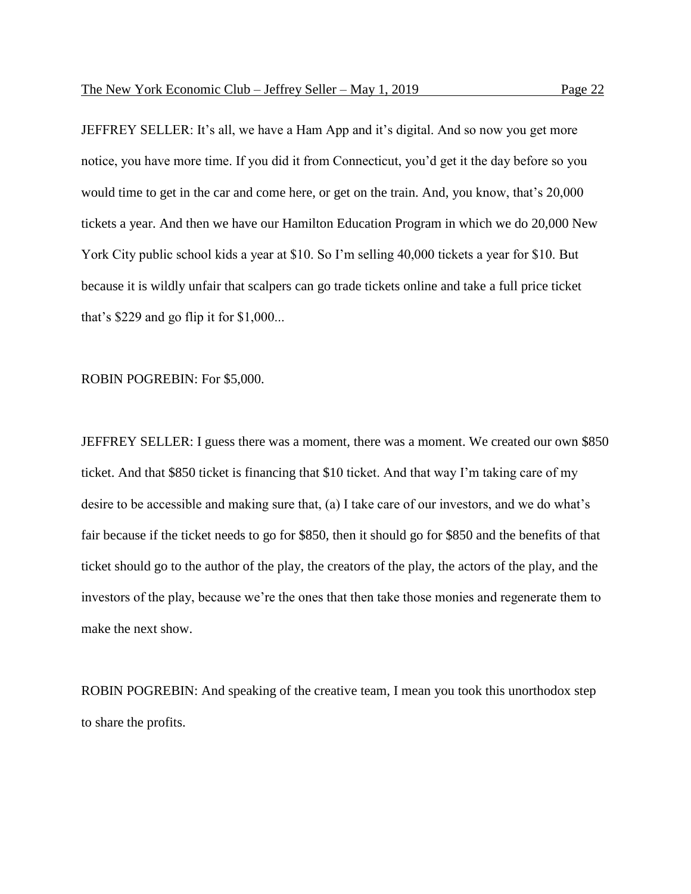JEFFREY SELLER: It's all, we have a Ham App and it's digital. And so now you get more notice, you have more time. If you did it from Connecticut, you'd get it the day before so you would time to get in the car and come here, or get on the train. And, you know, that's 20,000 tickets a year. And then we have our Hamilton Education Program in which we do 20,000 New York City public school kids a year at $10. So I'm selling 40,000 tickets a year for $10. But because it is wildly unfair that scalpers can go trade tickets online and take a full price ticket that's $229 and go flip it for $1,000...

ROBIN POGREBIN: For $5,000.

JEFFREY SELLER: I guess there was a moment, there was a moment. We created our own $850 ticket. And that $850 ticket is financing that $10 ticket. And that way I'm taking care of my desire to be accessible and making sure that, (a) I take care of our investors, and we do what's fair because if the ticket needs to go for $850, then it should go for $850 and the benefits of that ticket should go to the author of the play, the creators of the play, the actors of the play, and the investors of the play, because we're the ones that then take those monies and regenerate them to make the next show.

ROBIN POGREBIN: And speaking of the creative team, I mean you took this unorthodox step to share the profits.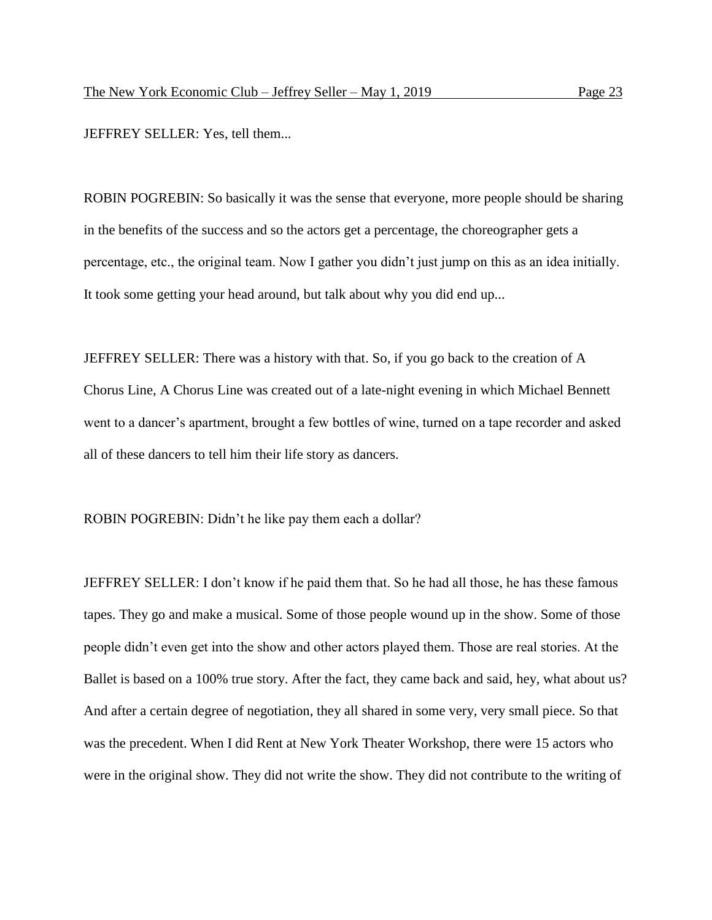JEFFREY SELLER: Yes, tell them...

ROBIN POGREBIN: So basically it was the sense that everyone, more people should be sharing in the benefits of the success and so the actors get a percentage, the choreographer gets a percentage, etc., the original team. Now I gather you didn't just jump on this as an idea initially. It took some getting your head around, but talk about why you did end up...

JEFFREY SELLER: There was a history with that. So, if you go back to the creation of A Chorus Line, A Chorus Line was created out of a late-night evening in which Michael Bennett went to a dancer's apartment, brought a few bottles of wine, turned on a tape recorder and asked all of these dancers to tell him their life story as dancers.

ROBIN POGREBIN: Didn't he like pay them each a dollar?

JEFFREY SELLER: I don't know if he paid them that. So he had all those, he has these famous tapes. They go and make a musical. Some of those people wound up in the show. Some of those people didn't even get into the show and other actors played them. Those are real stories. At the Ballet is based on a 100% true story. After the fact, they came back and said, hey, what about us? And after a certain degree of negotiation, they all shared in some very, very small piece. So that was the precedent. When I did Rent at New York Theater Workshop, there were 15 actors who were in the original show. They did not write the show. They did not contribute to the writing of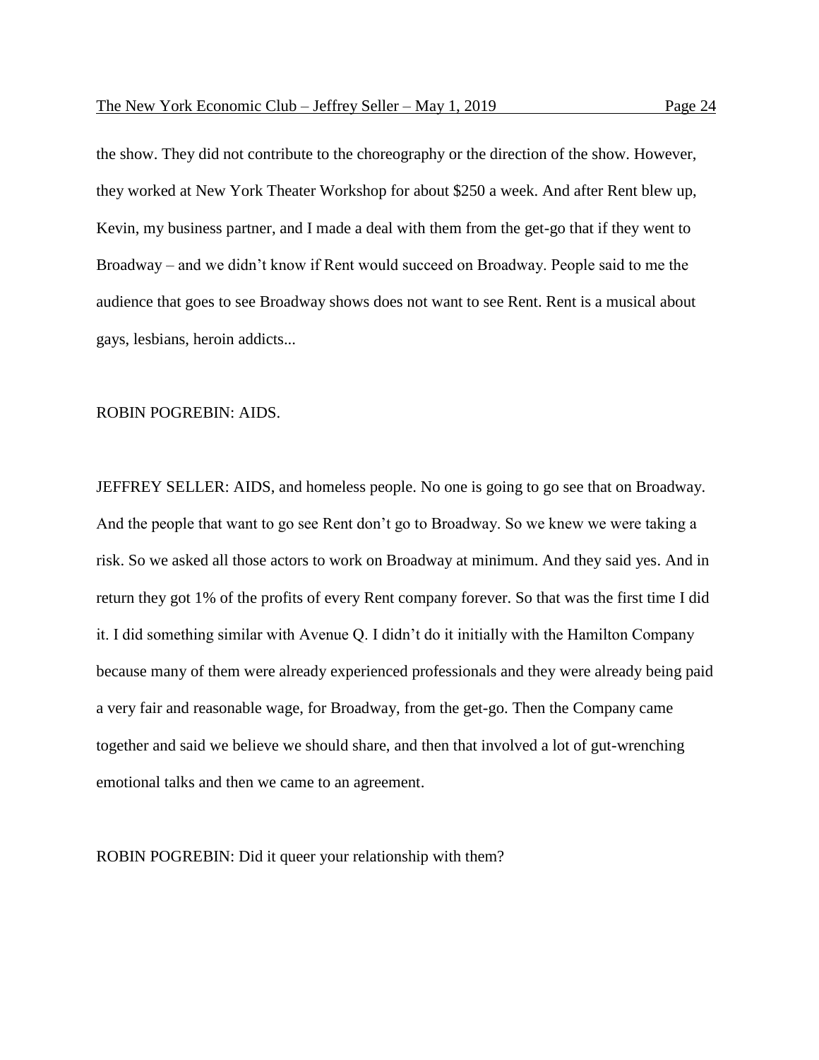the show. They did not contribute to the choreography or the direction of the show. However, they worked at New York Theater Workshop for about $250 a week. And after Rent blew up, Kevin, my business partner, and I made a deal with them from the get-go that if they went to Broadway – and we didn't know if Rent would succeed on Broadway. People said to me the audience that goes to see Broadway shows does not want to see Rent. Rent is a musical about gays, lesbians, heroin addicts...

ROBIN POGREBIN: AIDS.

JEFFREY SELLER: AIDS, and homeless people. No one is going to go see that on Broadway. And the people that want to go see Rent don't go to Broadway. So we knew we were taking a risk. So we asked all those actors to work on Broadway at minimum. And they said yes. And in return they got 1% of the profits of every Rent company forever. So that was the first time I did it. I did something similar with Avenue Q. I didn't do it initially with the Hamilton Company because many of them were already experienced professionals and they were already being paid a very fair and reasonable wage, for Broadway, from the get-go. Then the Company came together and said we believe we should share, and then that involved a lot of gut-wrenching emotional talks and then we came to an agreement.

ROBIN POGREBIN: Did it queer your relationship with them?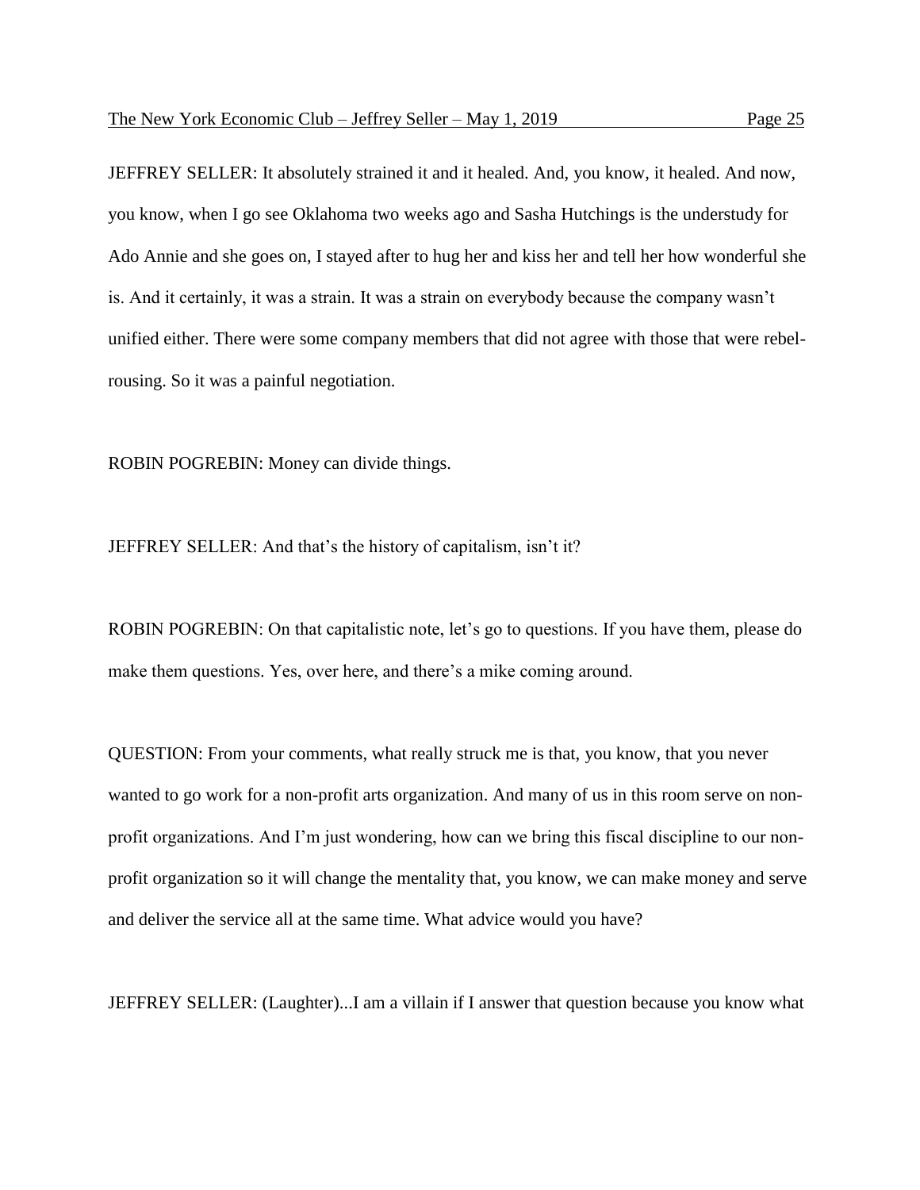JEFFREY SELLER: It absolutely strained it and it healed. And, you know, it healed. And now, you know, when I go see Oklahoma two weeks ago and Sasha Hutchings is the understudy for Ado Annie and she goes on, I stayed after to hug her and kiss her and tell her how wonderful she is. And it certainly, it was a strain. It was a strain on everybody because the company wasn't unified either. There were some company members that did not agree with those that were rebel-rousing. So it was a painful negotiation.

ROBIN POGREBIN: Money can divide things.

JEFFREY SELLER: And that's the history of capitalism, isn't it?

ROBIN POGREBIN: On that capitalistic note, let's go to questions. If you have them, please do make them questions. Yes, over here, and there's a mike coming around.

QUESTION: From your comments, what really struck me is that, you know, that you never wanted to go work for a non-profit arts organization. And many of us in this room serve on non-profit organizations. And I'm just wondering, how can we bring this fiscal discipline to our non-profit organization so it will change the mentality that, you know, we can make money and serve and deliver the service all at the same time. What advice would you have?

JEFFREY SELLER: (Laughter)...I am a villain if I answer that question because you know what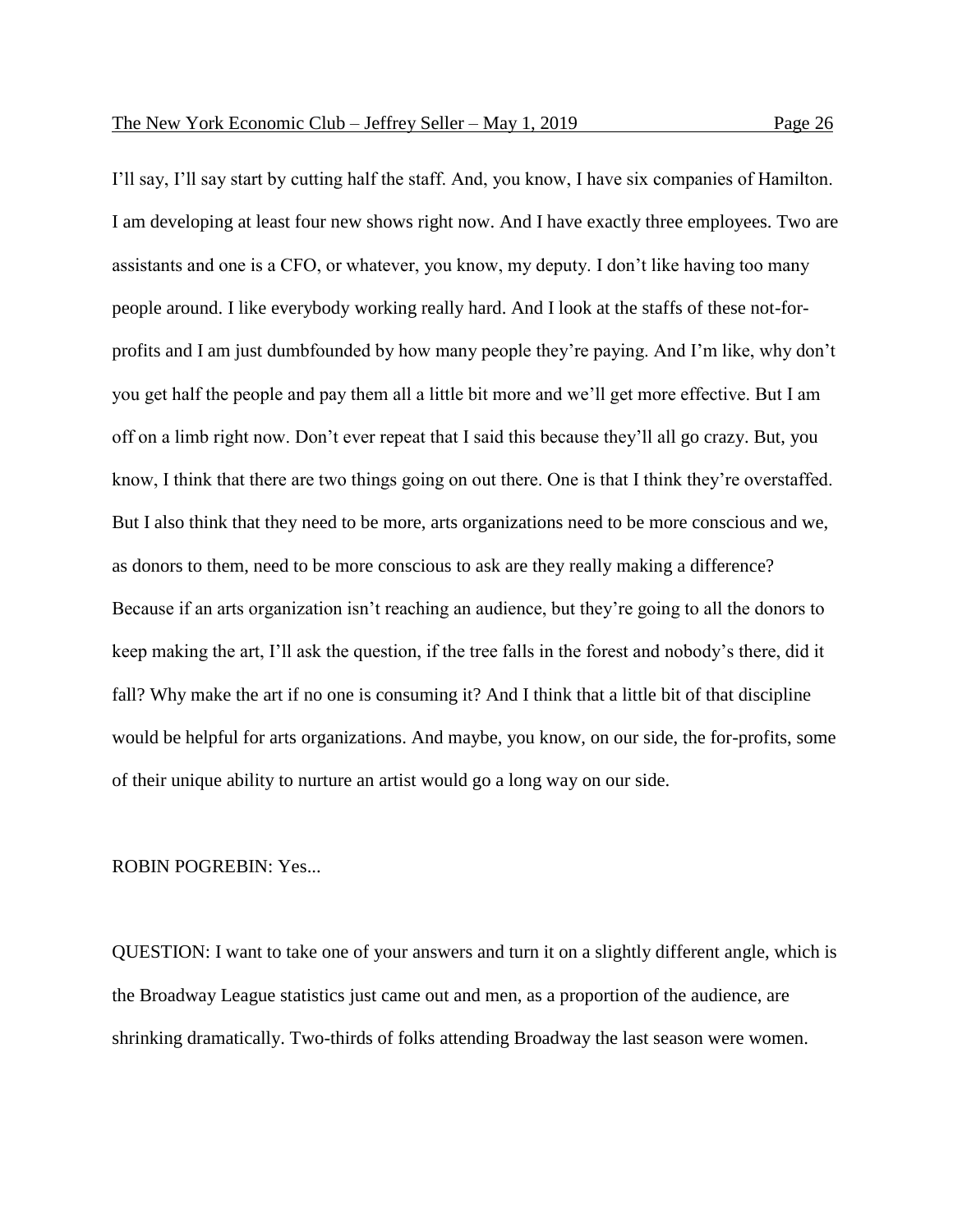I'll say, I'll say start by cutting half the staff. And, you know, I have six companies of Hamilton. I am developing at least four new shows right now. And I have exactly three employees. Two are assistants and one is a CFO, or whatever, you know, my deputy. I don't like having too many people around. I like everybody working really hard. And I look at the staffs of these not-for-profits and I am just dumbfounded by how many people they're paying. And I'm like, why don't you get half the people and pay them all a little bit more and we'll get more effective. But I am off on a limb right now. Don't ever repeat that I said this because they'll all go crazy. But, you know, I think that there are two things going on out there. One is that I think they're overstaffed. But I also think that they need to be more, arts organizations need to be more conscious and we, as donors to them, need to be more conscious to ask are they really making a difference? Because if an arts organization isn't reaching an audience, but they're going to all the donors to keep making the art, I'll ask the question, if the tree falls in the forest and nobody's there, did it fall? Why make the art if no one is consuming it? And I think that a little bit of that discipline would be helpful for arts organizations. And maybe, you know, on our side, the for-profits, some of their unique ability to nurture an artist would go a long way on our side.

ROBIN POGREBIN: Yes...

QUESTION: I want to take one of your answers and turn it on a slightly different angle, which is the Broadway League statistics just came out and men, as a proportion of the audience, are shrinking dramatically. Two-thirds of folks attending Broadway the last season were women.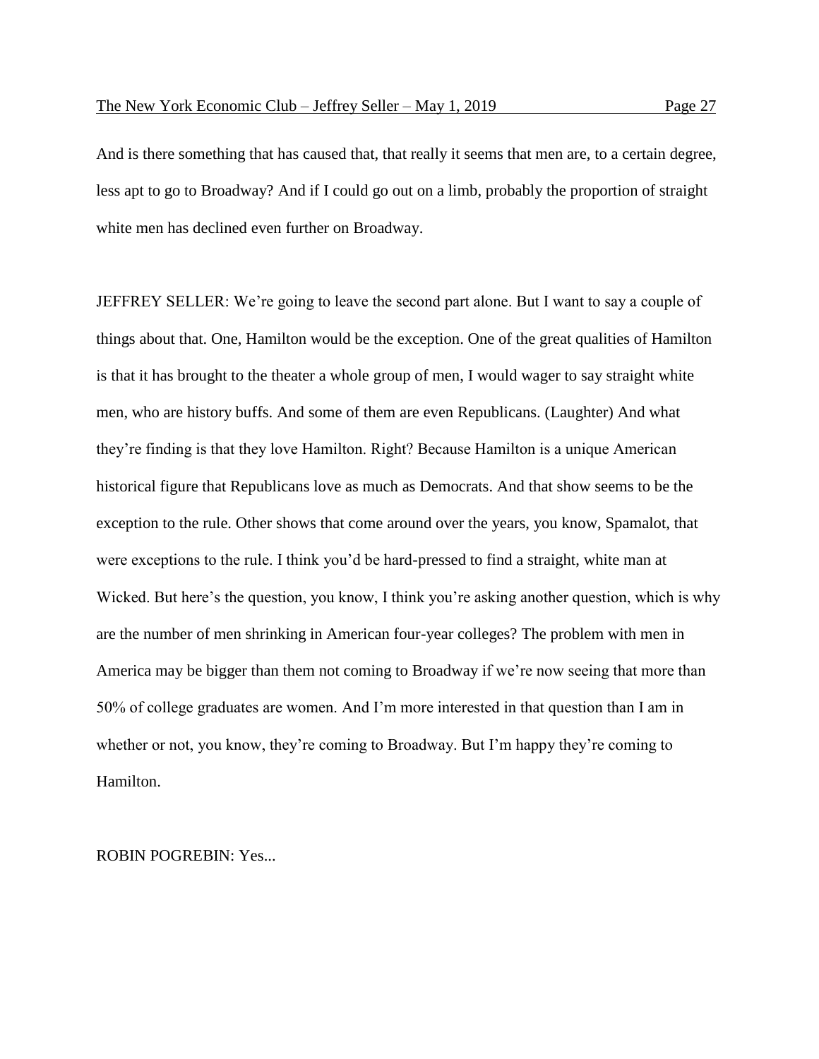And is there something that has caused that, that really it seems that men are, to a certain degree, less apt to go to Broadway? And if I could go out on a limb, probably the proportion of straight white men has declined even further on Broadway.

JEFFREY SELLER: We're going to leave the second part alone. But I want to say a couple of things about that. One, Hamilton would be the exception. One of the great qualities of Hamilton is that it has brought to the theater a whole group of men, I would wager to say straight white men, who are history buffs. And some of them are even Republicans. (Laughter) And what they're finding is that they love Hamilton. Right? Because Hamilton is a unique American historical figure that Republicans love as much as Democrats. And that show seems to be the exception to the rule. Other shows that come around over the years, you know, Spamalot, that were exceptions to the rule. I think you'd be hard-pressed to find a straight, white man at Wicked. But here's the question, you know, I think you're asking another question, which is why are the number of men shrinking in American four-year colleges? The problem with men in America may be bigger than them not coming to Broadway if we're now seeing that more than 50% of college graduates are women. And I'm more interested in that question than I am in whether or not, you know, they're coming to Broadway. But I'm happy they're coming to Hamilton.

ROBIN POGREBIN: Yes...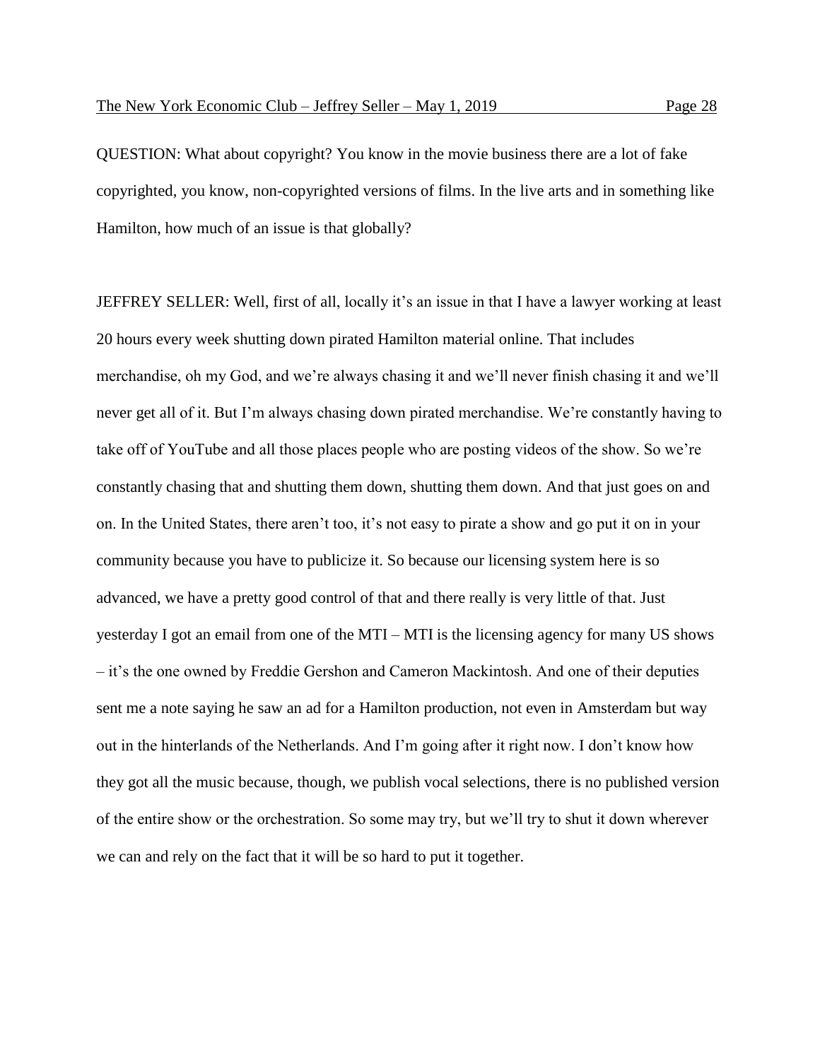QUESTION: What about copyright? You know in the movie business there are a lot of fake copyrighted, you know, non-copyrighted versions of films. In the live arts and in something like Hamilton, how much of an issue is that globally?

JEFFREY SELLER: Well, first of all, locally it's an issue in that I have a lawyer working at least 20 hours every week shutting down pirated Hamilton material online. That includes merchandise, oh my God, and we're always chasing it and we'll never finish chasing it and we'll never get all of it. But I'm always chasing down pirated merchandise. We're constantly having to take off of YouTube and all those places people who are posting videos of the show. So we're constantly chasing that and shutting them down, shutting them down. And that just goes on and on. In the United States, there aren't too, it's not easy to pirate a show and go put it on in your community because you have to publicize it. So because our licensing system here is so advanced, we have a pretty good control of that and there really is very little of that. Just yesterday I got an email from one of the MTI – MTI is the licensing agency for many US shows – it's the one owned by Freddie Gershon and Cameron Mackintosh. And one of their deputies sent me a note saying he saw an ad for a Hamilton production, not even in Amsterdam but way out in the hinterlands of the Netherlands. And I'm going after it right now. I don't know how they got all the music because, though, we publish vocal selections, there is no published version of the entire show or the orchestration. So some may try, but we'll try to shut it down wherever we can and rely on the fact that it will be so hard to put it together.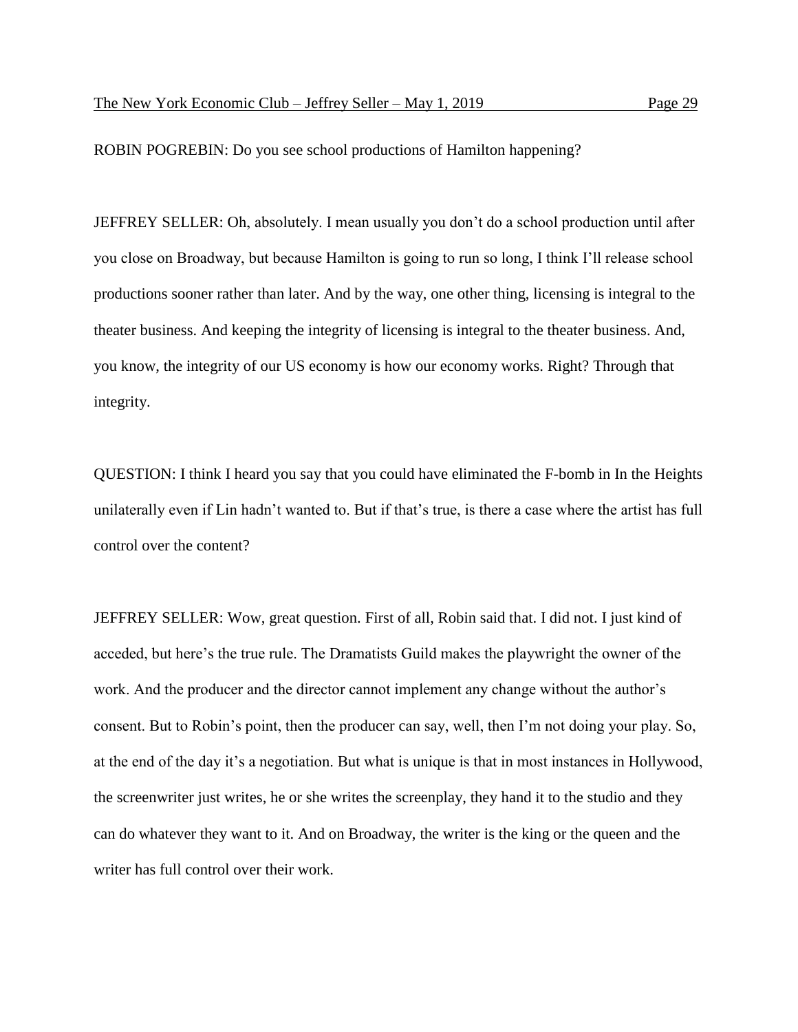ROBIN POGREBIN: Do you see school productions of Hamilton happening?

JEFFREY SELLER: Oh, absolutely. I mean usually you don't do a school production until after you close on Broadway, but because Hamilton is going to run so long, I think I'll release school productions sooner rather than later. And by the way, one other thing, licensing is integral to the theater business. And keeping the integrity of licensing is integral to the theater business. And, you know, the integrity of our US economy is how our economy works. Right? Through that integrity.

QUESTION: I think I heard you say that you could have eliminated the F-bomb in In the Heights unilaterally even if Lin hadn't wanted to. But if that's true, is there a case where the artist has full control over the content?

JEFFREY SELLER: Wow, great question. First of all, Robin said that. I did not. I just kind of acceded, but here's the true rule. The Dramatists Guild makes the playwright the owner of the work. And the producer and the director cannot implement any change without the author's consent. But to Robin's point, then the producer can say, well, then I'm not doing your play. So, at the end of the day it's a negotiation. But what is unique is that in most instances in Hollywood, the screenwriter just writes, he or she writes the screenplay, they hand it to the studio and they can do whatever they want to it. And on Broadway, the writer is the king or the queen and the writer has full control over their work.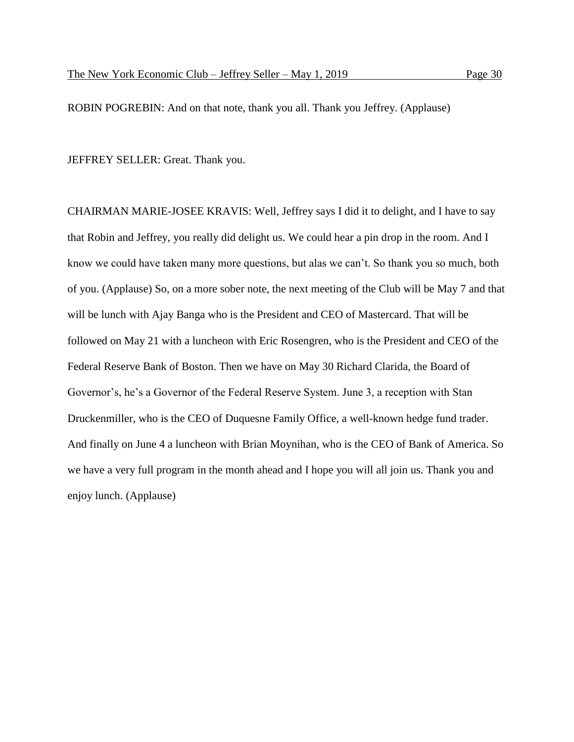ROBIN POGREBIN: And on that note, thank you all. Thank you Jeffrey. (Applause)

JEFFREY SELLER: Great. Thank you.

CHAIRMAN MARIE-JOSEE KRAVIS: Well, Jeffrey says I did it to delight, and I have to say that Robin and Jeffrey, you really did delight us. We could hear a pin drop in the room. And I know we could have taken many more questions, but alas we can't. So thank you so much, both of you. (Applause) So, on a more sober note, the next meeting of the Club will be May 7 and that will be lunch with Ajay Banga who is the President and CEO of Mastercard. That will be followed on May 21 with a luncheon with Eric Rosengren, who is the President and CEO of the Federal Reserve Bank of Boston. Then we have on May 30 Richard Clarida, the Board of Governor's, he's a Governor of the Federal Reserve System. June 3, a reception with Stan Druckenmiller, who is the CEO of Duquesne Family Office, a well-known hedge fund trader. And finally on June 4 a luncheon with Brian Moynihan, who is the CEO of Bank of America. So we have a very full program in the month ahead and I hope you will all join us. Thank you and enjoy lunch. (Applause)